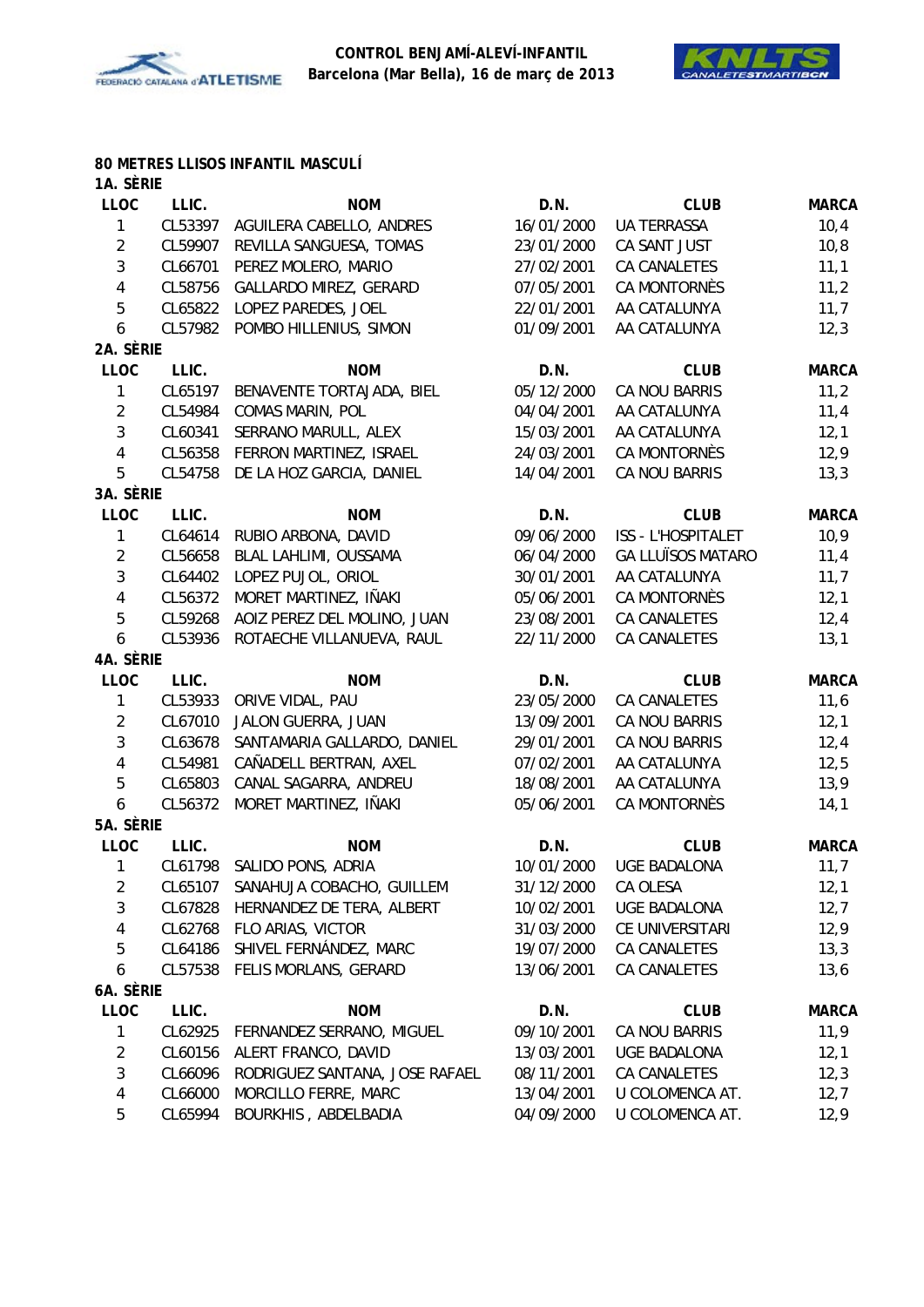**CONTROL BENJAMÍ-ALEVÍ-INFANTIL**
**Barcelona (Mar Bella), 16 de març de 2013**

## 80 METRES LLISOS INFANTIL MASCULÍ

### 1A. SÈRIE

| LLOC | LLIC. | NOM | D.N. | CLUB | MARCA |
|---|---|---|---|---|---|
| 1 | CL53397 | AGUILERA CABELLO, ANDRES | 16/01/2000 | UA TERRASSA | 10,4 |
| 2 | CL59907 | REVILLA SANGUESA, TOMAS | 23/01/2000 | CA SANT JUST | 10,8 |
| 3 | CL66701 | PEREZ MOLERO, MARIO | 27/02/2001 | CA CANALETES | 11,1 |
| 4 | CL58756 | GALLARDO MIREZ, GERARD | 07/05/2001 | CA MONTORNÈS | 11,2 |
| 5 | CL65822 | LOPEZ PAREDES, JOEL | 22/01/2001 | AA CATALUNYA | 11,7 |
| 6 | CL57982 | POMBO HILLENIUS, SIMON | 01/09/2001 | AA CATALUNYA | 12,3 |

### 2A. SÈRIE

| LLOC | LLIC. | NOM | D.N. | CLUB | MARCA |
|---|---|---|---|---|---|
| 1 | CL65197 | BENAVENTE TORTAJADA, BIEL | 05/12/2000 | CA NOU BARRIS | 11,2 |
| 2 | CL54984 | COMAS MARIN, POL | 04/04/2001 | AA CATALUNYA | 11,4 |
| 3 | CL60341 | SERRANO MARULL, ALEX | 15/03/2001 | AA CATALUNYA | 12,1 |
| 4 | CL56358 | FERRON MARTINEZ, ISRAEL | 24/03/2001 | CA MONTORNÈS | 12,9 |
| 5 | CL54758 | DE LA HOZ GARCIA, DANIEL | 14/04/2001 | CA NOU BARRIS | 13,3 |

### 3A. SÈRIE

| LLOC | LLIC. | NOM | D.N. | CLUB | MARCA |
|---|---|---|---|---|---|
| 1 | CL64614 | RUBIO ARBONA, DAVID | 09/06/2000 | ISS - L'HOSPITALET | 10,9 |
| 2 | CL56658 | BLAL LAHLIMI, OUSSAMA | 06/04/2000 | GA LLUÏSOS MATARO | 11,4 |
| 3 | CL64402 | LOPEZ PUJOL, ORIOL | 30/01/2001 | AA CATALUNYA | 11,7 |
| 4 | CL56372 | MORET MARTINEZ, IÑAKI | 05/06/2001 | CA MONTORNÈS | 12,1 |
| 5 | CL59268 | AOIZ PEREZ DEL MOLINO, JUAN | 23/08/2001 | CA CANALETES | 12,4 |
| 6 | CL53936 | ROTAECHE VILLANUEVA, RAUL | 22/11/2000 | CA CANALETES | 13,1 |

### 4A. SÈRIE

| LLOC | LLIC. | NOM | D.N. | CLUB | MARCA |
|---|---|---|---|---|---|
| 1 | CL53933 | ORIVE VIDAL, PAU | 23/05/2000 | CA CANALETES | 11,6 |
| 2 | CL67010 | JALON GUERRA, JUAN | 13/09/2001 | CA NOU BARRIS | 12,1 |
| 3 | CL63678 | SANTAMARIA GALLARDO, DANIEL | 29/01/2001 | CA NOU BARRIS | 12,4 |
| 4 | CL54981 | CAÑADELL BERTRAN, AXEL | 07/02/2001 | AA CATALUNYA | 12,5 |
| 5 | CL65803 | CANAL SAGARRA, ANDREU | 18/08/2001 | AA CATALUNYA | 13,9 |
| 6 | CL56372 | MORET MARTINEZ, IÑAKI | 05/06/2001 | CA MONTORNÈS | 14,1 |

### 5A. SÈRIE

| LLOC | LLIC. | NOM | D.N. | CLUB | MARCA |
|---|---|---|---|---|---|
| 1 | CL61798 | SALIDO PONS, ADRIA | 10/01/2000 | UGE BADALONA | 11,7 |
| 2 | CL65107 | SANAHUJA COBACHO, GUILLEM | 31/12/2000 | CA OLESA | 12,1 |
| 3 | CL67828 | HERNANDEZ DE TERA, ALBERT | 10/02/2001 | UGE BADALONA | 12,7 |
| 4 | CL62768 | FLO ARIAS, VICTOR | 31/03/2000 | CE UNIVERSITARI | 12,9 |
| 5 | CL64186 | SHIVEL FERNÁNDEZ, MARC | 19/07/2000 | CA CANALETES | 13,3 |
| 6 | CL57538 | FELIS MORLANS, GERARD | 13/06/2001 | CA CANALETES | 13,6 |

### 6A. SÈRIE

| LLOC | LLIC. | NOM | D.N. | CLUB | MARCA |
|---|---|---|---|---|---|
| 1 | CL62925 | FERNANDEZ SERRANO, MIGUEL | 09/10/2001 | CA NOU BARRIS | 11,9 |
| 2 | CL60156 | ALERT FRANCO, DAVID | 13/03/2001 | UGE BADALONA | 12,1 |
| 3 | CL66096 | RODRIGUEZ SANTANA, JOSE RAFAEL | 08/11/2001 | CA CANALETES | 12,3 |
| 4 | CL66000 | MORCILLO FERRE, MARC | 13/04/2001 | U COLOMENCA AT. | 12,7 |
| 5 | CL65994 | BOURKHIS , ABDELBADIA | 04/09/2000 | U COLOMENCA AT. | 12,9 |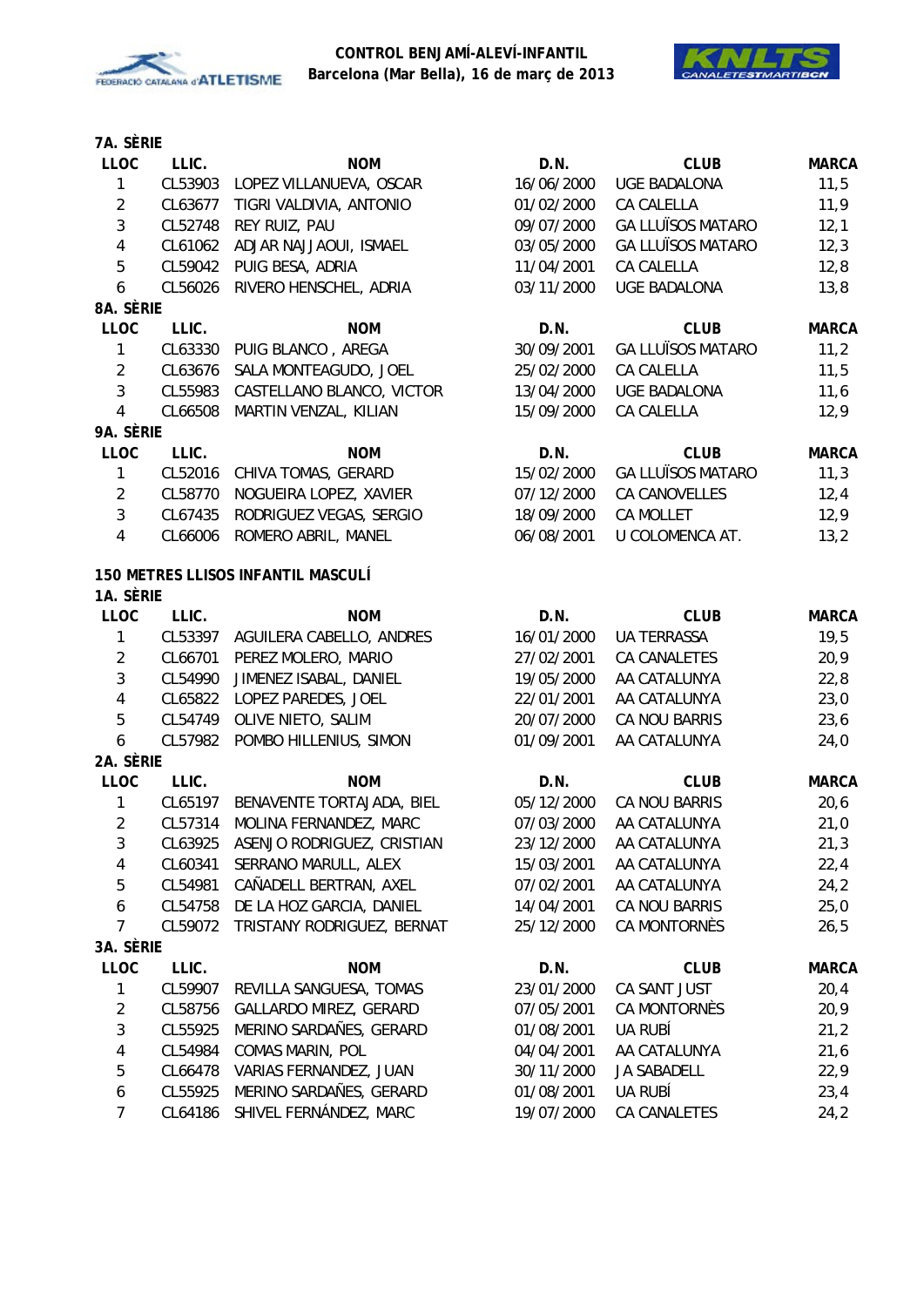## 7A. SÈRIE

| LLOC | LLIC. | NOM | D.N. | CLUB | MARCA |
|---|---|---|---|---|---|
| 1 | CL53903 | LOPEZ VILLANUEVA, OSCAR | 16/06/2000 | UGE BADALONA | 11,5 |
| 2 | CL63677 | TIGRI VALDIVIA, ANTONIO | 01/02/2000 | CA CALELLA | 11,9 |
| 3 | CL52748 | REY RUIZ, PAU | 09/07/2000 | GA LLUÏSOS MATARO | 12,1 |
| 4 | CL61062 | ADJAR NAJJAOUI, ISMAEL | 03/05/2000 | GA LLUÏSOS MATARO | 12,3 |
| 5 | CL59042 | PUIG BESA, ADRIA | 11/04/2001 | CA CALELLA | 12,8 |
| 6 | CL56026 | RIVERO HENSCHEL, ADRIA | 03/11/2000 | UGE BADALONA | 13,8 |

## 8A. SÈRIE

| LLOC | LLIC. | NOM | D.N. | CLUB | MARCA |
|---|---|---|---|---|---|
| 1 | CL63330 | PUIG BLANCO , AREGA | 30/09/2001 | GA LLUÏSOS MATARO | 11,2 |
| 2 | CL63676 | SALA MONTEAGUDO, JOEL | 25/02/2000 | CA CALELLA | 11,5 |
| 3 | CL55983 | CASTELLANO BLANCO, VICTOR | 13/04/2000 | UGE BADALONA | 11,6 |
| 4 | CL66508 | MARTIN VENZAL, KILIAN | 15/09/2000 | CA CALELLA | 12,9 |

## 9A. SÈRIE

| LLOC | LLIC. | NOM | D.N. | CLUB | MARCA |
|---|---|---|---|---|---|
| 1 | CL52016 | CHIVA TOMAS, GERARD | 15/02/2000 | GA LLUÏSOS MATARO | 11,3 |
| 2 | CL58770 | NOGUEIRA LOPEZ, XAVIER | 07/12/2000 | CA CANOVELLES | 12,4 |
| 3 | CL67435 | RODRIGUEZ VEGAS, SERGIO | 18/09/2000 | CA MOLLET | 12,9 |
| 4 | CL66006 | ROMERO ABRIL, MANEL | 06/08/2001 | U COLOMENCA AT. | 13,2 |

# 150 METRES LLISOS INFANTIL MASCULÍ

## 1A. SÈRIE

| LLOC | LLIC. | NOM | D.N. | CLUB | MARCA |
|---|---|---|---|---|---|
| 1 | CL53397 | AGUILERA CABELLO, ANDRES | 16/01/2000 | UA TERRASSA | 19,5 |
| 2 | CL66701 | PEREZ MOLERO, MARIO | 27/02/2001 | CA CANALETES | 20,9 |
| 3 | CL54990 | JIMENEZ ISABAL, DANIEL | 19/05/2000 | AA CATALUNYA | 22,8 |
| 4 | CL65822 | LOPEZ PAREDES, JOEL | 22/01/2001 | AA CATALUNYA | 23,0 |
| 5 | CL54749 | OLIVE NIETO, SALIM | 20/07/2000 | CA NOU BARRIS | 23,6 |
| 6 | CL57982 | POMBO HILLENIUS, SIMON | 01/09/2001 | AA CATALUNYA | 24,0 |

## 2A. SÈRIE

| LLOC | LLIC. | NOM | D.N. | CLUB | MARCA |
|---|---|---|---|---|---|
| 1 | CL65197 | BENAVENTE TORTAJADA, BIEL | 05/12/2000 | CA NOU BARRIS | 20,6 |
| 2 | CL57314 | MOLINA FERNANDEZ, MARC | 07/03/2000 | AA CATALUNYA | 21,0 |
| 3 | CL63925 | ASENJO RODRIGUEZ, CRISTIAN | 23/12/2000 | AA CATALUNYA | 21,3 |
| 4 | CL60341 | SERRANO MARULL, ALEX | 15/03/2001 | AA CATALUNYA | 22,4 |
| 5 | CL54981 | CAÑADELL BERTRAN, AXEL | 07/02/2001 | AA CATALUNYA | 24,2 |
| 6 | CL54758 | DE LA HOZ GARCIA, DANIEL | 14/04/2001 | CA NOU BARRIS | 25,0 |
| 7 | CL59072 | TRISTANY RODRIGUEZ, BERNAT | 25/12/2000 | CA MONTORNÈS | 26,5 |

## 3A. SÈRIE

| LLOC | LLIC. | NOM | D.N. | CLUB | MARCA |
|---|---|---|---|---|---|
| 1 | CL59907 | REVILLA SANGUESA, TOMAS | 23/01/2000 | CA SANT JUST | 20,4 |
| 2 | CL58756 | GALLARDO MIREZ, GERARD | 07/05/2001 | CA MONTORNÈS | 20,9 |
| 3 | CL55925 | MERINO SARDAÑES, GERARD | 01/08/2001 | UA RUBÍ | 21,2 |
| 4 | CL54984 | COMAS MARIN, POL | 04/04/2001 | AA CATALUNYA | 21,6 |
| 5 | CL66478 | VARIAS FERNANDEZ, JUAN | 30/11/2000 | JA SABADELL | 22,9 |
| 6 | CL55925 | MERINO SARDAÑES, GERARD | 01/08/2001 | UA RUBÍ | 23,4 |
| 7 | CL64186 | SHIVEL FERNÁNDEZ, MARC | 19/07/2000 | CA CANALETES | 24,2 |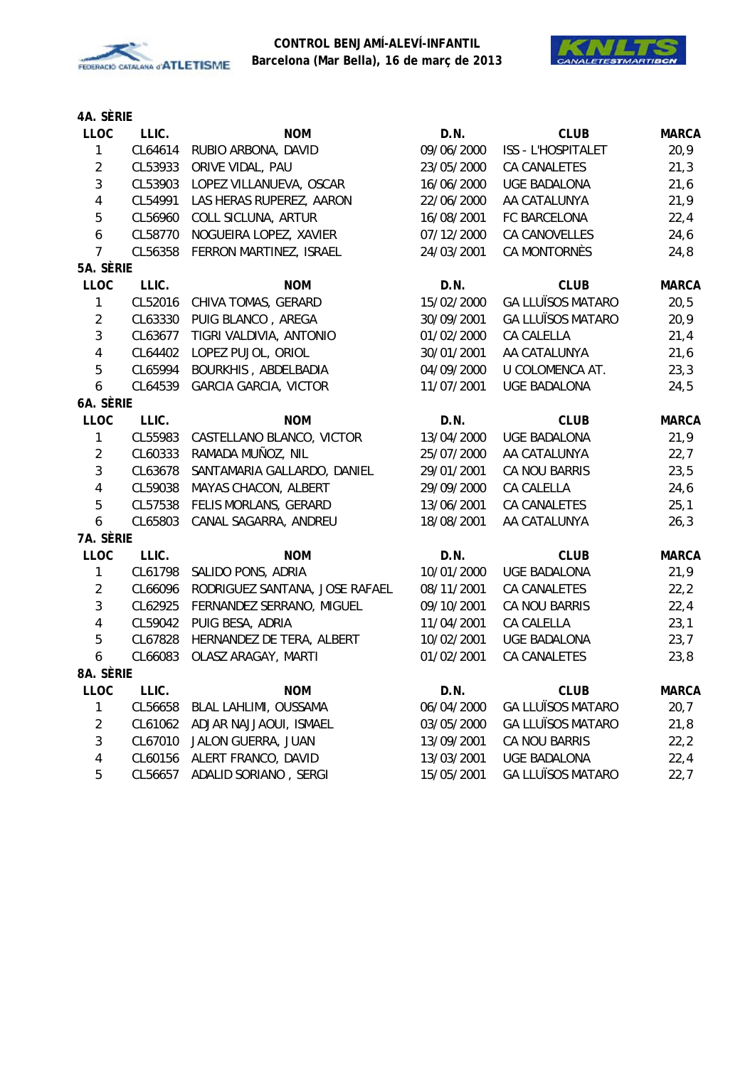**CONTROL BENJAMÍ-ALEVÍ-INFANTIL**
**Barcelona (Mar Bella), 16 de març de 2013**

### 4A. SÈRIE

| LLOC | LLIC. | NOM | D.N. | CLUB | MARCA |
|---|---|---|---|---|---|
| 1 | CL64614 | RUBIO ARBONA, DAVID | 09/06/2000 | ISS - L'HOSPITALET | 20,9 |
| 2 | CL53933 | ORIVE VIDAL, PAU | 23/05/2000 | CA CANALETES | 21,3 |
| 3 | CL53903 | LOPEZ VILLANUEVA, OSCAR | 16/06/2000 | UGE BADALONA | 21,6 |
| 4 | CL54991 | LAS HERAS RUPEREZ, AARON | 22/06/2000 | AA CATALUNYA | 21,9 |
| 5 | CL56960 | COLL SICLUNA, ARTUR | 16/08/2001 | FC BARCELONA | 22,4 |
| 6 | CL58770 | NOGUEIRA LOPEZ, XAVIER | 07/12/2000 | CA CANOVELLES | 24,6 |
| 7 | CL56358 | FERRON MARTINEZ, ISRAEL | 24/03/2001 | CA MONTORNÈS | 24,8 |

### 5A. SÈRIE

| LLOC | LLIC. | NOM | D.N. | CLUB | MARCA |
|---|---|---|---|---|---|
| 1 | CL52016 | CHIVA TOMAS, GERARD | 15/02/2000 | GA LLUÏSOS MATARO | 20,5 |
| 2 | CL63330 | PUIG BLANCO , AREGA | 30/09/2001 | GA LLUÏSOS MATARO | 20,9 |
| 3 | CL63677 | TIGRI VALDIVIA, ANTONIO | 01/02/2000 | CA CALELLA | 21,4 |
| 4 | CL64402 | LOPEZ PUJOL, ORIOL | 30/01/2001 | AA CATALUNYA | 21,6 |
| 5 | CL65994 | BOURKHIS , ABDELBADIA | 04/09/2000 | U COLOMENCA AT. | 23,3 |
| 6 | CL64539 | GARCIA GARCIA, VICTOR | 11/07/2001 | UGE BADALONA | 24,5 |

### 6A. SÈRIE

| LLOC | LLIC. | NOM | D.N. | CLUB | MARCA |
|---|---|---|---|---|---|
| 1 | CL55983 | CASTELLANO BLANCO, VICTOR | 13/04/2000 | UGE BADALONA | 21,9 |
| 2 | CL60333 | RAMADA MUÑOZ, NIL | 25/07/2000 | AA CATALUNYA | 22,7 |
| 3 | CL63678 | SANTAMARIA GALLARDO, DANIEL | 29/01/2001 | CA NOU BARRIS | 23,5 |
| 4 | CL59038 | MAYAS CHACON, ALBERT | 29/09/2000 | CA CALELLA | 24,6 |
| 5 | CL57538 | FELIS MORLANS, GERARD | 13/06/2001 | CA CANALETES | 25,1 |
| 6 | CL65803 | CANAL SAGARRA, ANDREU | 18/08/2001 | AA CATALUNYA | 26,3 |

### 7A. SÈRIE

| LLOC | LLIC. | NOM | D.N. | CLUB | MARCA |
|---|---|---|---|---|---|
| 1 | CL61798 | SALIDO PONS, ADRIA | 10/01/2000 | UGE BADALONA | 21,9 |
| 2 | CL66096 | RODRIGUEZ SANTANA, JOSE RAFAEL | 08/11/2001 | CA CANALETES | 22,2 |
| 3 | CL62925 | FERNANDEZ SERRANO, MIGUEL | 09/10/2001 | CA NOU BARRIS | 22,4 |
| 4 | CL59042 | PUIG BESA, ADRIA | 11/04/2001 | CA CALELLA | 23,1 |
| 5 | CL67828 | HERNANDEZ DE TERA, ALBERT | 10/02/2001 | UGE BADALONA | 23,7 |
| 6 | CL66083 | OLASZ ARAGAY, MARTI | 01/02/2001 | CA CANALETES | 23,8 |

### 8A. SÈRIE

| LLOC | LLIC. | NOM | D.N. | CLUB | MARCA |
|---|---|---|---|---|---|
| 1 | CL56658 | BLAL LAHLIMI, OUSSAMA | 06/04/2000 | GA LLUÏSOS MATARO | 20,7 |
| 2 | CL61062 | ADJAR NAJJAOUI, ISMAEL | 03/05/2000 | GA LLUÏSOS MATARO | 21,8 |
| 3 | CL67010 | JALON GUERRA, JUAN | 13/09/2001 | CA NOU BARRIS | 22,2 |
| 4 | CL60156 | ALERT FRANCO, DAVID | 13/03/2001 | UGE BADALONA | 22,4 |
| 5 | CL56657 | ADALID SORIANO , SERGI | 15/05/2001 | GA LLUÏSOS MATARO | 22,7 |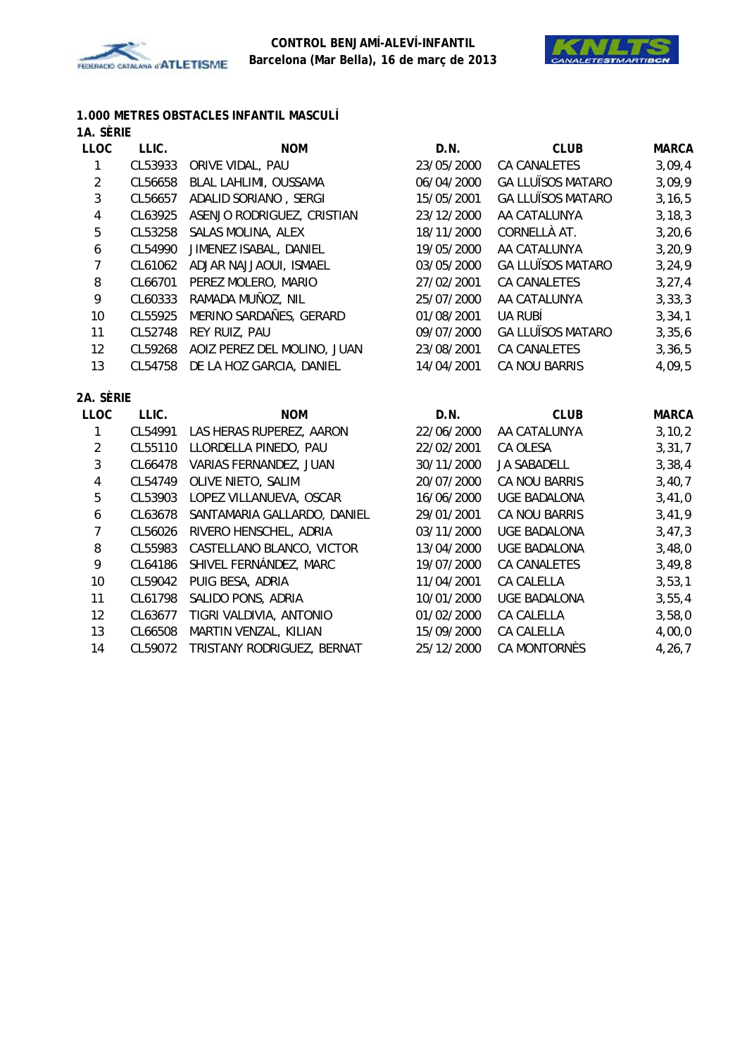**CONTROL BENJAMÍ-ALEVÍ-INFANTIL**
**Barcelona (Mar Bella), 16 de març de 2013**

## 1.000 METRES OBSTACLES INFANTIL MASCULÍ

### 1A. SÈRIE

| LLOC | LLIC. | NOM | D.N. | CLUB | MARCA |
|---|---|---|---|---|---|
| 1 | CL53933 | ORIVE VIDAL, PAU | 23/05/2000 | CA CANALETES | 3,09,4 |
| 2 | CL56658 | BLAL LAHLIMI, OUSSAMA | 06/04/2000 | GA LLUÏSOS MATARO | 3,09,9 |
| 3 | CL56657 | ADALID SORIANO , SERGI | 15/05/2001 | GA LLUÏSOS MATARO | 3,16,5 |
| 4 | CL63925 | ASENJO RODRIGUEZ, CRISTIAN | 23/12/2000 | AA CATALUNYA | 3,18,3 |
| 5 | CL53258 | SALAS MOLINA, ALEX | 18/11/2000 | CORNELLÀ AT. | 3,20,6 |
| 6 | CL54990 | JIMENEZ ISABAL, DANIEL | 19/05/2000 | AA CATALUNYA | 3,20,9 |
| 7 | CL61062 | ADJAR NAJJAOUI, ISMAEL | 03/05/2000 | GA LLUÏSOS MATARO | 3,24,9 |
| 8 | CL66701 | PEREZ MOLERO, MARIO | 27/02/2001 | CA CANALETES | 3,27,4 |
| 9 | CL60333 | RAMADA MUÑOZ, NIL | 25/07/2000 | AA CATALUNYA | 3,33,3 |
| 10 | CL55925 | MERINO SARDAÑES, GERARD | 01/08/2001 | UA RUBÍ | 3,34,1 |
| 11 | CL52748 | REY RUIZ, PAU | 09/07/2000 | GA LLUÏSOS MATARO | 3,35,6 |
| 12 | CL59268 | AOIZ PEREZ DEL MOLINO, JUAN | 23/08/2001 | CA CANALETES | 3,36,5 |
| 13 | CL54758 | DE LA HOZ GARCIA, DANIEL | 14/04/2001 | CA NOU BARRIS | 4,09,5 |

### 2A. SÈRIE

| LLOC | LLIC. | NOM | D.N. | CLUB | MARCA |
|---|---|---|---|---|---|
| 1 | CL54991 | LAS HERAS RUPEREZ, AARON | 22/06/2000 | AA CATALUNYA | 3,10,2 |
| 2 | CL55110 | LLORDELLA PINEDO, PAU | 22/02/2001 | CA OLESA | 3,31,7 |
| 3 | CL66478 | VARIAS FERNANDEZ, JUAN | 30/11/2000 | JA SABADELL | 3,38,4 |
| 4 | CL54749 | OLIVE NIETO, SALIM | 20/07/2000 | CA NOU BARRIS | 3,40,7 |
| 5 | CL53903 | LOPEZ VILLANUEVA, OSCAR | 16/06/2000 | UGE BADALONA | 3,41,0 |
| 6 | CL63678 | SANTAMARIA GALLARDO, DANIEL | 29/01/2001 | CA NOU BARRIS | 3,41,9 |
| 7 | CL56026 | RIVERO HENSCHEL, ADRIA | 03/11/2000 | UGE BADALONA | 3,47,3 |
| 8 | CL55983 | CASTELLANO BLANCO, VICTOR | 13/04/2000 | UGE BADALONA | 3,48,0 |
| 9 | CL64186 | SHIVEL FERNÁNDEZ, MARC | 19/07/2000 | CA CANALETES | 3,49,8 |
| 10 | CL59042 | PUIG BESA, ADRIA | 11/04/2001 | CA CALELLA | 3,53,1 |
| 11 | CL61798 | SALIDO PONS, ADRIA | 10/01/2000 | UGE BADALONA | 3,55,4 |
| 12 | CL63677 | TIGRI VALDIVIA, ANTONIO | 01/02/2000 | CA CALELLA | 3,58,0 |
| 13 | CL66508 | MARTIN VENZAL, KILIAN | 15/09/2000 | CA CALELLA | 4,00,0 |
| 14 | CL59072 | TRISTANY RODRIGUEZ, BERNAT | 25/12/2000 | CA MONTORNÈS | 4,26,7 |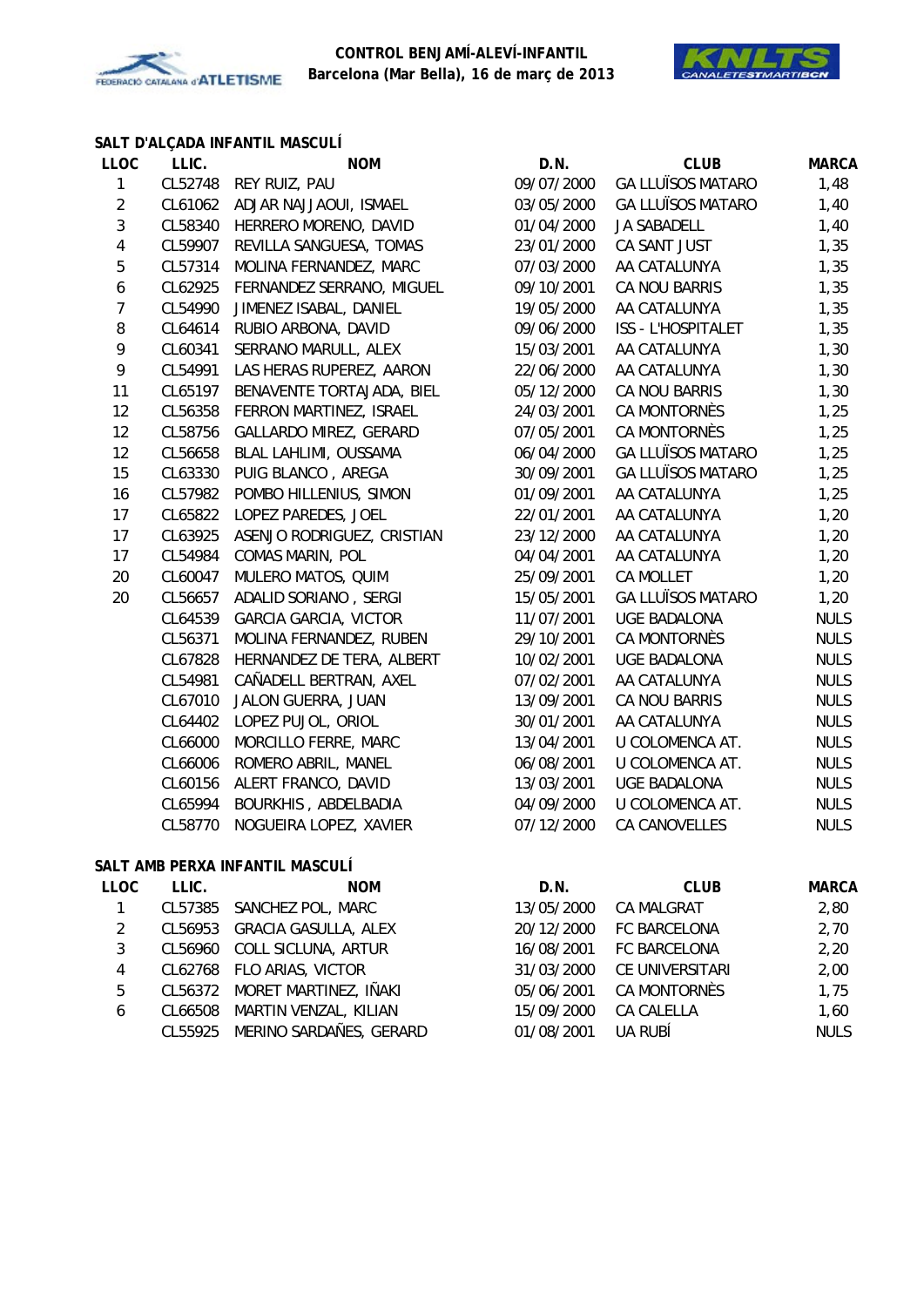**CONTROL BENJAMÍ-ALEVÍ-INFANTIL**
**Barcelona (Mar Bella), 16 de març de 2013**

### SALT D'ALÇADA INFANTIL MASCULÍ

| LLOC | LLIC. | NOM | D.N. | CLUB | MARCA |
|---|---|---|---|---|---|
| 1 | CL52748 | REY RUIZ, PAU | 09/07/2000 | GA LLUÏSOS MATARO | 1,48 |
| 2 | CL61062 | ADJAR NAJJAOUI, ISMAEL | 03/05/2000 | GA LLUÏSOS MATARO | 1,40 |
| 3 | CL58340 | HERRERO MORENO, DAVID | 01/04/2000 | JA SABADELL | 1,40 |
| 4 | CL59907 | REVILLA SANGUESA, TOMAS | 23/01/2000 | CA SANT JUST | 1,35 |
| 5 | CL57314 | MOLINA FERNANDEZ, MARC | 07/03/2000 | AA CATALUNYA | 1,35 |
| 6 | CL62925 | FERNANDEZ SERRANO, MIGUEL | 09/10/2001 | CA NOU BARRIS | 1,35 |
| 7 | CL54990 | JIMENEZ ISABAL, DANIEL | 19/05/2000 | AA CATALUNYA | 1,35 |
| 8 | CL64614 | RUBIO ARBONA, DAVID | 09/06/2000 | ISS - L'HOSPITALET | 1,35 |
| 9 | CL60341 | SERRANO MARULL, ALEX | 15/03/2001 | AA CATALUNYA | 1,30 |
| 9 | CL54991 | LAS HERAS RUPEREZ, AARON | 22/06/2000 | AA CATALUNYA | 1,30 |
| 11 | CL65197 | BENAVENTE TORTAJADA, BIEL | 05/12/2000 | CA NOU BARRIS | 1,30 |
| 12 | CL56358 | FERRON MARTINEZ, ISRAEL | 24/03/2001 | CA MONTORNÈS | 1,25 |
| 12 | CL58756 | GALLARDO MIREZ, GERARD | 07/05/2001 | CA MONTORNÈS | 1,25 |
| 12 | CL56658 | BLAL LAHLIMI, OUSSAMA | 06/04/2000 | GA LLUÏSOS MATARO | 1,25 |
| 15 | CL63330 | PUIG BLANCO , AREGA | 30/09/2001 | GA LLUÏSOS MATARO | 1,25 |
| 16 | CL57982 | POMBO HILLENIUS, SIMON | 01/09/2001 | AA CATALUNYA | 1,25 |
| 17 | CL65822 | LOPEZ PAREDES, JOEL | 22/01/2001 | AA CATALUNYA | 1,20 |
| 17 | CL63925 | ASENJO RODRIGUEZ, CRISTIAN | 23/12/2000 | AA CATALUNYA | 1,20 |
| 17 | CL54984 | COMAS MARIN, POL | 04/04/2001 | AA CATALUNYA | 1,20 |
| 20 | CL60047 | MULERO MATOS, QUIM | 25/09/2001 | CA MOLLET | 1,20 |
| 20 | CL56657 | ADALID SORIANO , SERGI | 15/05/2001 | GA LLUÏSOS MATARO | 1,20 |
| | CL64539 | GARCIA GARCIA, VICTOR | 11/07/2001 | UGE BADALONA | NULS |
| | CL56371 | MOLINA FERNANDEZ, RUBEN | 29/10/2001 | CA MONTORNÈS | NULS |
| | CL67828 | HERNANDEZ DE TERA, ALBERT | 10/02/2001 | UGE BADALONA | NULS |
| | CL54981 | CAÑADELL BERTRAN, AXEL | 07/02/2001 | AA CATALUNYA | NULS |
| | CL67010 | JALON GUERRA, JUAN | 13/09/2001 | CA NOU BARRIS | NULS |
| | CL64402 | LOPEZ PUJOL, ORIOL | 30/01/2001 | AA CATALUNYA | NULS |
| | CL66000 | MORCILLO FERRE, MARC | 13/04/2001 | U COLOMENCA AT. | NULS |
| | CL66006 | ROMERO ABRIL, MANEL | 06/08/2001 | U COLOMENCA AT. | NULS |
| | CL60156 | ALERT FRANCO, DAVID | 13/03/2001 | UGE BADALONA | NULS |
| | CL65994 | BOURKHIS , ABDELBADIA | 04/09/2000 | U COLOMENCA AT. | NULS |
| | CL58770 | NOGUEIRA LOPEZ, XAVIER | 07/12/2000 | CA CANOVELLES | NULS |

### SALT AMB PERXA INFANTIL MASCULÍ

| LLOC | LLIC. | NOM | D.N. | CLUB | MARCA |
|---|---|---|---|---|---|
| 1 | CL57385 | SANCHEZ POL, MARC | 13/05/2000 | CA MALGRAT | 2,80 |
| 2 | CL56953 | GRACIA GASULLA, ALEX | 20/12/2000 | FC BARCELONA | 2,70 |
| 3 | CL56960 | COLL SICLUNA, ARTUR | 16/08/2001 | FC BARCELONA | 2,20 |
| 4 | CL62768 | FLO ARIAS, VICTOR | 31/03/2000 | CE UNIVERSITARI | 2,00 |
| 5 | CL56372 | MORET MARTINEZ, IÑAKI | 05/06/2001 | CA MONTORNÈS | 1,75 |
| 6 | CL66508 | MARTIN VENZAL, KILIAN | 15/09/2000 | CA CALELLA | 1,60 |
| | CL55925 | MERINO SARDAÑES, GERARD | 01/08/2001 | UA RUBÍ | NULS |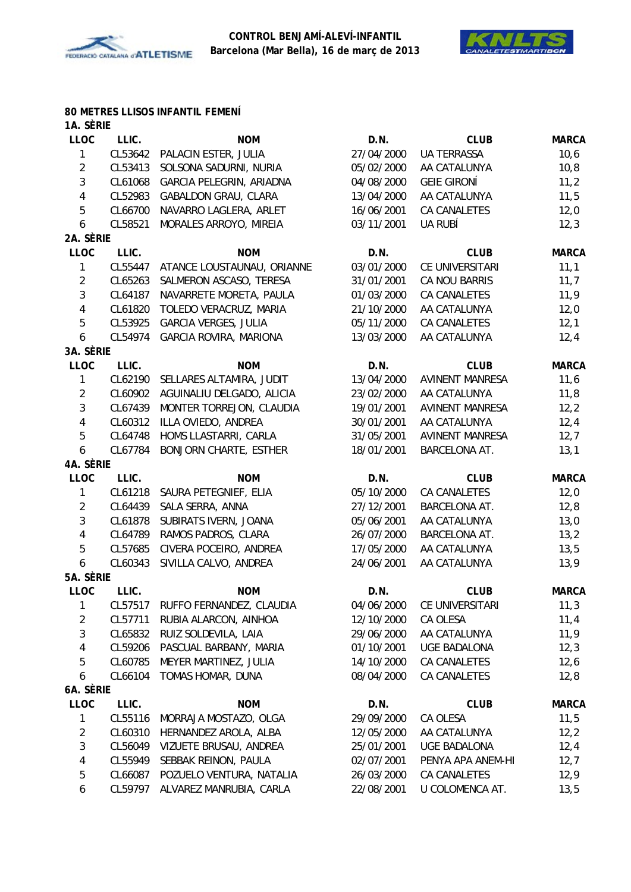## 80 METRES LLISOS INFANTIL FEMENÍ

### 1A. SÈRIE

| LLOC | LLIC. | NOM | D.N. | CLUB | MARCA |
|---|---|---|---|---|---|
| 1 | CL53642 | PALACIN ESTER, JULIA | 27/04/2000 | UA TERRASSA | 10,6 |
| 2 | CL53413 | SOLSONA SADURNI, NURIA | 05/02/2000 | AA CATALUNYA | 10,8 |
| 3 | CL61068 | GARCIA PELEGRIN, ARIADNA | 04/08/2000 | GEIE GIRONÍ | 11,2 |
| 4 | CL52983 | GABALDON GRAU, CLARA | 13/04/2000 | AA CATALUNYA | 11,5 |
| 5 | CL66700 | NAVARRO LAGLERA, ARLET | 16/06/2001 | CA CANALETES | 12,0 |
| 6 | CL58521 | MORALES ARROYO, MIREIA | 03/11/2001 | UA RUBÍ | 12,3 |

### 2A. SÈRIE

| LLOC | LLIC. | NOM | D.N. | CLUB | MARCA |
|---|---|---|---|---|---|
| 1 | CL55447 | ATANCE LOUSTAUNAU, ORIANNE | 03/01/2000 | CE UNIVERSITARI | 11,1 |
| 2 | CL65263 | SALMERON ASCASO, TERESA | 31/01/2001 | CA NOU BARRIS | 11,7 |
| 3 | CL64187 | NAVARRETE MORETA, PAULA | 01/03/2000 | CA CANALETES | 11,9 |
| 4 | CL61820 | TOLEDO VERACRUZ, MARIA | 21/10/2000 | AA CATALUNYA | 12,0 |
| 5 | CL53925 | GARCIA VERGES, JULIA | 05/11/2000 | CA CANALETES | 12,1 |
| 6 | CL54974 | GARCIA ROVIRA, MARIONA | 13/03/2000 | AA CATALUNYA | 12,4 |

### 3A. SÈRIE

| LLOC | LLIC. | NOM | D.N. | CLUB | MARCA |
|---|---|---|---|---|---|
| 1 | CL62190 | SELLARES ALTAMIRA, JUDIT | 13/04/2000 | AVINENT MANRESA | 11,6 |
| 2 | CL60902 | AGUINALIU DELGADO, ALICIA | 23/02/2000 | AA CATALUNYA | 11,8 |
| 3 | CL67439 | MONTER TORREJON, CLAUDIA | 19/01/2001 | AVINENT MANRESA | 12,2 |
| 4 | CL60312 | ILLA OVIEDO, ANDREA | 30/01/2001 | AA CATALUNYA | 12,4 |
| 5 | CL64748 | HOMS LLASTARRI, CARLA | 31/05/2001 | AVINENT MANRESA | 12,7 |
| 6 | CL67784 | BONJORN CHARTE, ESTHER | 18/01/2001 | BARCELONA AT. | 13,1 |

### 4A. SÈRIE

| LLOC | LLIC. | NOM | D.N. | CLUB | MARCA |
|---|---|---|---|---|---|
| 1 | CL61218 | SAURA PETEGNIEF, ELIA | 05/10/2000 | CA CANALETES | 12,0 |
| 2 | CL64439 | SALA SERRA, ANNA | 27/12/2001 | BARCELONA AT. | 12,8 |
| 3 | CL61878 | SUBIRATS IVERN, JOANA | 05/06/2001 | AA CATALUNYA | 13,0 |
| 4 | CL64789 | RAMOS PADROS, CLARA | 26/07/2000 | BARCELONA AT. | 13,2 |
| 5 | CL57685 | CIVERA POCEIRO, ANDREA | 17/05/2000 | AA CATALUNYA | 13,5 |
| 6 | CL60343 | SIVILLA CALVO, ANDREA | 24/06/2001 | AA CATALUNYA | 13,9 |

### 5A. SÈRIE

| LLOC | LLIC. | NOM | D.N. | CLUB | MARCA |
|---|---|---|---|---|---|
| 1 | CL57517 | RUFFO FERNANDEZ, CLAUDIA | 04/06/2000 | CE UNIVERSITARI | 11,3 |
| 2 | CL57711 | RUBIA ALARCON, AINHOA | 12/10/2000 | CA OLESA | 11,4 |
| 3 | CL65832 | RUIZ SOLDEVILA, LAIA | 29/06/2000 | AA CATALUNYA | 11,9 |
| 4 | CL59206 | PASCUAL BARBANY, MARIA | 01/10/2001 | UGE BADALONA | 12,3 |
| 5 | CL60785 | MEYER MARTINEZ, JULIA | 14/10/2000 | CA CANALETES | 12,6 |
| 6 | CL66104 | TOMAS HOMAR, DUNA | 08/04/2000 | CA CANALETES | 12,8 |

### 6A. SÈRIE

| LLOC | LLIC. | NOM | D.N. | CLUB | MARCA |
|---|---|---|---|---|---|
| 1 | CL55116 | MORRAJA MOSTAZO, OLGA | 29/09/2000 | CA OLESA | 11,5 |
| 2 | CL60310 | HERNANDEZ AROLA, ALBA | 12/05/2000 | AA CATALUNYA | 12,2 |
| 3 | CL56049 | VIZUETE BRUSAU, ANDREA | 25/01/2001 | UGE BADALONA | 12,4 |
| 4 | CL55949 | SEBBAK REINON, PAULA | 02/07/2001 | PENYA APA ANEM-HI | 12,7 |
| 5 | CL66087 | POZUELO VENTURA, NATALIA | 26/03/2000 | CA CANALETES | 12,9 |
| 6 | CL59797 | ALVAREZ MANRUBIA, CARLA | 22/08/2001 | U COLOMENCA AT. | 13,5 |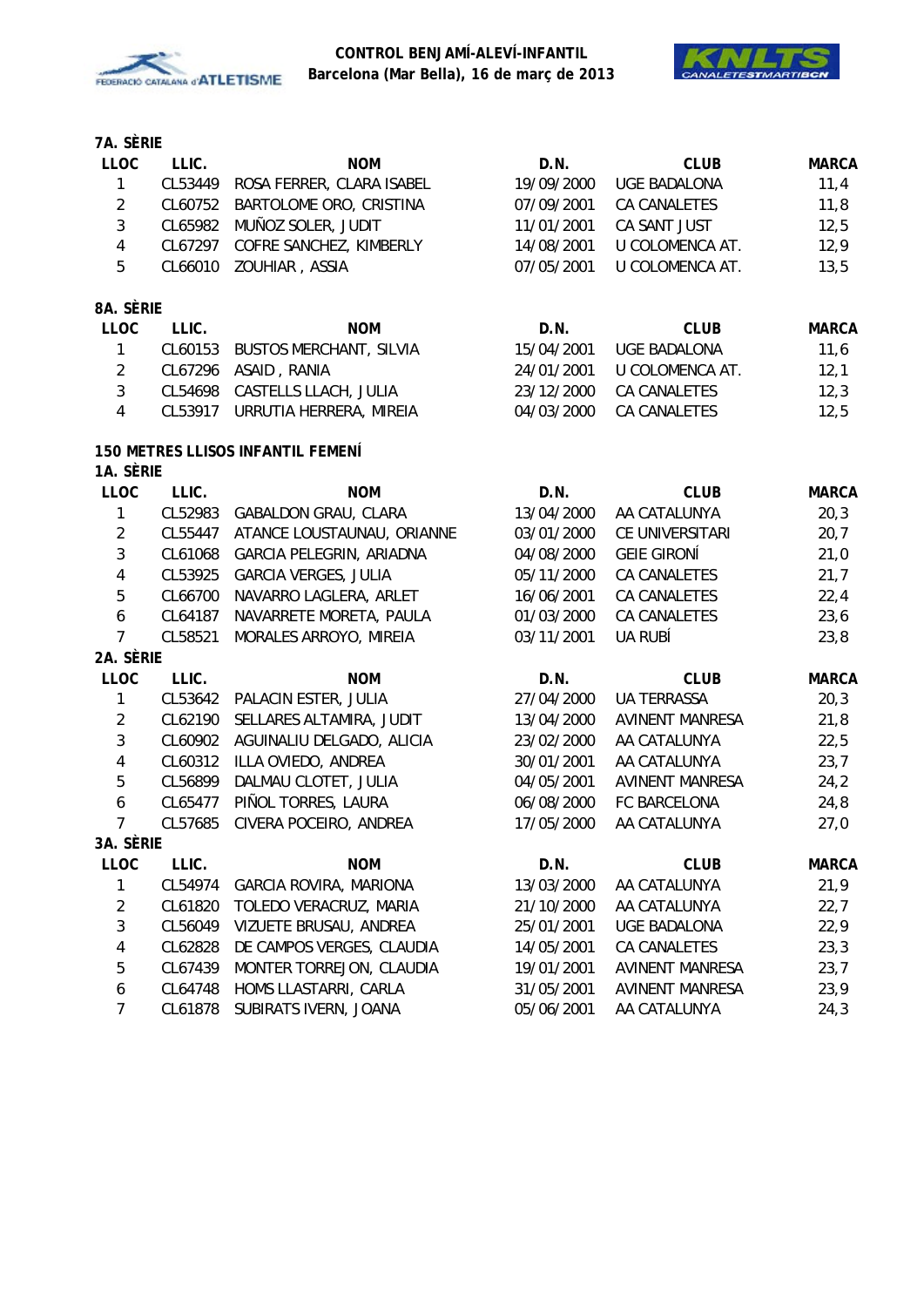## CONTROL BENJAMÍ-ALEVÍ-INFANTIL
**Barcelona (Mar Bella), 16 de març de 2013**

### 7A. SÈRIE

| LLOC | LLIC. | NOM | D.N. | CLUB | MARCA |
|---|---|---|---|---|---|
| 1 | CL53449 | ROSA FERRER, CLARA ISABEL | 19/09/2000 | UGE BADALONA | 11,4 |
| 2 | CL60752 | BARTOLOME ORO, CRISTINA | 07/09/2001 | CA CANALETES | 11,8 |
| 3 | CL65982 | MUÑOZ SOLER, JUDIT | 11/01/2001 | CA SANT JUST | 12,5 |
| 4 | CL67297 | COFRE SANCHEZ, KIMBERLY | 14/08/2001 | U COLOMENCA AT. | 12,9 |
| 5 | CL66010 | ZOUHIAR , ASSIA | 07/05/2001 | U COLOMENCA AT. | 13,5 |

### 8A. SÈRIE

| LLOC | LLIC. | NOM | D.N. | CLUB | MARCA |
|---|---|---|---|---|---|
| 1 | CL60153 | BUSTOS MERCHANT, SILVIA | 15/04/2001 | UGE BADALONA | 11,6 |
| 2 | CL67296 | ASAID , RANIA | 24/01/2001 | U COLOMENCA AT. | 12,1 |
| 3 | CL54698 | CASTELLS LLACH, JULIA | 23/12/2000 | CA CANALETES | 12,3 |
| 4 | CL53917 | URRUTIA HERRERA, MIREIA | 04/03/2000 | CA CANALETES | 12,5 |

### 150 METRES LLISOS INFANTIL FEMENÍ

### 1A. SÈRIE

| LLOC | LLIC. | NOM | D.N. | CLUB | MARCA |
|---|---|---|---|---|---|
| 1 | CL52983 | GABALDON GRAU, CLARA | 13/04/2000 | AA CATALUNYA | 20,3 |
| 2 | CL55447 | ATANCE LOUSTAUNAU, ORIANNE | 03/01/2000 | CE UNIVERSITARI | 20,7 |
| 3 | CL61068 | GARCIA PELEGRIN, ARIADNA | 04/08/2000 | GEIE GIRONÍ | 21,0 |
| 4 | CL53925 | GARCIA VERGES, JULIA | 05/11/2000 | CA CANALETES | 21,7 |
| 5 | CL66700 | NAVARRO LAGLERA, ARLET | 16/06/2001 | CA CANALETES | 22,4 |
| 6 | CL64187 | NAVARRETE MORETA, PAULA | 01/03/2000 | CA CANALETES | 23,6 |
| 7 | CL58521 | MORALES ARROYO, MIREIA | 03/11/2001 | UA RUBÍ | 23,8 |

### 2A. SÈRIE

| LLOC | LLIC. | NOM | D.N. | CLUB | MARCA |
|---|---|---|---|---|---|
| 1 | CL53642 | PALACIN ESTER, JULIA | 27/04/2000 | UA TERRASSA | 20,3 |
| 2 | CL62190 | SELLARES ALTAMIRA, JUDIT | 13/04/2000 | AVINENT MANRESA | 21,8 |
| 3 | CL60902 | AGUINALIU DELGADO, ALICIA | 23/02/2000 | AA CATALUNYA | 22,5 |
| 4 | CL60312 | ILLA OVIEDO, ANDREA | 30/01/2001 | AA CATALUNYA | 23,7 |
| 5 | CL56899 | DALMAU CLOTET, JULIA | 04/05/2001 | AVINENT MANRESA | 24,2 |
| 6 | CL65477 | PIÑOL TORRES, LAURA | 06/08/2000 | FC BARCELONA | 24,8 |
| 7 | CL57685 | CIVERA POCEIRO, ANDREA | 17/05/2000 | AA CATALUNYA | 27,0 |

### 3A. SÈRIE

| LLOC | LLIC. | NOM | D.N. | CLUB | MARCA |
|---|---|---|---|---|---|
| 1 | CL54974 | GARCIA ROVIRA, MARIONA | 13/03/2000 | AA CATALUNYA | 21,9 |
| 2 | CL61820 | TOLEDO VERACRUZ, MARIA | 21/10/2000 | AA CATALUNYA | 22,7 |
| 3 | CL56049 | VIZUETE BRUSAU, ANDREA | 25/01/2001 | UGE BADALONA | 22,9 |
| 4 | CL62828 | DE CAMPOS VERGES, CLAUDIA | 14/05/2001 | CA CANALETES | 23,3 |
| 5 | CL67439 | MONTER TORREJON, CLAUDIA | 19/01/2001 | AVINENT MANRESA | 23,7 |
| 6 | CL64748 | HOMS LLASTARRI, CARLA | 31/05/2001 | AVINENT MANRESA | 23,9 |
| 7 | CL61878 | SUBIRATS IVERN, JOANA | 05/06/2001 | AA CATALUNYA | 24,3 |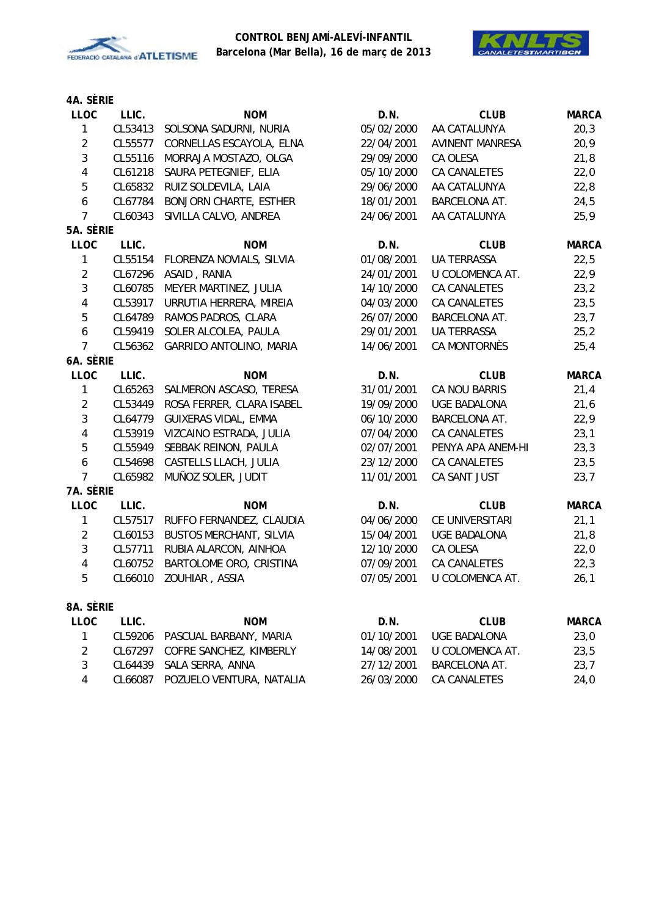**CONTROL BENJAMÍ-ALEVÍ-INFANTIL**
**Barcelona (Mar Bella), 16 de març de 2013**

### 4A. SÈRIE

| LLOC | LLIC. | NOM | D.N. | CLUB | MARCA |
|---|---|---|---|---|---|
| 1 | CL53413 | SOLSONA SADURNI, NURIA | 05/02/2000 | AA CATALUNYA | 20,3 |
| 2 | CL55577 | CORNELLAS ESCAYOLA, ELNA | 22/04/2001 | AVINENT MANRESA | 20,9 |
| 3 | CL55116 | MORRAJA MOSTAZO, OLGA | 29/09/2000 | CA OLESA | 21,8 |
| 4 | CL61218 | SAURA PETEGNIEF, ELIA | 05/10/2000 | CA CANALETES | 22,0 |
| 5 | CL65832 | RUIZ SOLDEVILA, LAIA | 29/06/2000 | AA CATALUNYA | 22,8 |
| 6 | CL67784 | BONJORN CHARTE, ESTHER | 18/01/2001 | BARCELONA AT. | 24,5 |
| 7 | CL60343 | SIVILLA CALVO, ANDREA | 24/06/2001 | AA CATALUNYA | 25,9 |

### 5A. SÈRIE

| LLOC | LLIC. | NOM | D.N. | CLUB | MARCA |
|---|---|---|---|---|---|
| 1 | CL55154 | FLORENZA NOVIALS, SILVIA | 01/08/2001 | UA TERRASSA | 22,5 |
| 2 | CL67296 | ASAID , RANIA | 24/01/2001 | U COLOMENCA AT. | 22,9 |
| 3 | CL60785 | MEYER MARTINEZ, JULIA | 14/10/2000 | CA CANALETES | 23,2 |
| 4 | CL53917 | URRUTIA HERRERA, MIREIA | 04/03/2000 | CA CANALETES | 23,5 |
| 5 | CL64789 | RAMOS PADROS, CLARA | 26/07/2000 | BARCELONA AT. | 23,7 |
| 6 | CL59419 | SOLER ALCOLEA, PAULA | 29/01/2001 | UA TERRASSA | 25,2 |
| 7 | CL56362 | GARRIDO ANTOLINO, MARIA | 14/06/2001 | CA MONTORNÈS | 25,4 |

### 6A. SÈRIE

| LLOC | LLIC. | NOM | D.N. | CLUB | MARCA |
|---|---|---|---|---|---|
| 1 | CL65263 | SALMERON ASCASO, TERESA | 31/01/2001 | CA NOU BARRIS | 21,4 |
| 2 | CL53449 | ROSA FERRER, CLARA ISABEL | 19/09/2000 | UGE BADALONA | 21,6 |
| 3 | CL64779 | GUIXERAS VIDAL, EMMA | 06/10/2000 | BARCELONA AT. | 22,9 |
| 4 | CL53919 | VIZCAINO ESTRADA, JULIA | 07/04/2000 | CA CANALETES | 23,1 |
| 5 | CL55949 | SEBBAK REINON, PAULA | 02/07/2001 | PENYA APA ANEM-HI | 23,3 |
| 6 | CL54698 | CASTELLS LLACH, JULIA | 23/12/2000 | CA CANALETES | 23,5 |
| 7 | CL65982 | MUÑOZ SOLER, JUDIT | 11/01/2001 | CA SANT JUST | 23,7 |

### 7A. SÈRIE

| LLOC | LLIC. | NOM | D.N. | CLUB | MARCA |
|---|---|---|---|---|---|
| 1 | CL57517 | RUFFO FERNANDEZ, CLAUDIA | 04/06/2000 | CE UNIVERSITARI | 21,1 |
| 2 | CL60153 | BUSTOS MERCHANT, SILVIA | 15/04/2001 | UGE BADALONA | 21,8 |
| 3 | CL57711 | RUBIA ALARCON, AINHOA | 12/10/2000 | CA OLESA | 22,0 |
| 4 | CL60752 | BARTOLOME ORO, CRISTINA | 07/09/2001 | CA CANALETES | 22,3 |
| 5 | CL66010 | ZOUHIAR , ASSIA | 07/05/2001 | U COLOMENCA AT. | 26,1 |

### 8A. SÈRIE

| LLOC | LLIC. | NOM | D.N. | CLUB | MARCA |
|---|---|---|---|---|---|
| 1 | CL59206 | PASCUAL BARBANY, MARIA | 01/10/2001 | UGE BADALONA | 23,0 |
| 2 | CL67297 | COFRE SANCHEZ, KIMBERLY | 14/08/2001 | U COLOMENCA AT. | 23,5 |
| 3 | CL64439 | SALA SERRA, ANNA | 27/12/2001 | BARCELONA AT. | 23,7 |
| 4 | CL66087 | POZUELO VENTURA, NATALIA | 26/03/2000 | CA CANALETES | 24,0 |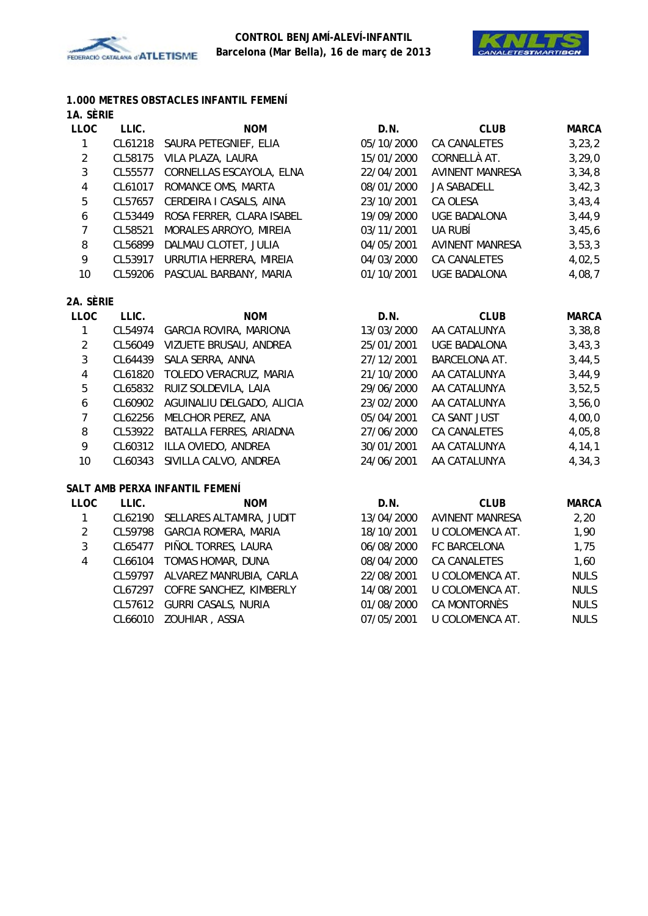**CONTROL BENJAMÍ-ALEVÍ-INFANTIL**
**Barcelona (Mar Bella), 16 de març de 2013**

## 1.000 METRES OBSTACLES INFANTIL FEMENÍ

### 1A. SÈRIE

| LLOC | LLIC. | NOM | D.N. | CLUB | MARCA |
|---|---|---|---|---|---|
| 1 | CL61218 | SAURA PETEGNIEF, ELIA | 05/10/2000 | CA CANALETES | 3,23,2 |
| 2 | CL58175 | VILA PLAZA, LAURA | 15/01/2000 | CORNELLÀ AT. | 3,29,0 |
| 3 | CL55577 | CORNELLAS ESCAYOLA, ELNA | 22/04/2001 | AVINENT MANRESA | 3,34,8 |
| 4 | CL61017 | ROMANCE OMS, MARTA | 08/01/2000 | JA SABADELL | 3,42,3 |
| 5 | CL57657 | CERDEIRA I CASALS, AINA | 23/10/2001 | CA OLESA | 3,43,4 |
| 6 | CL53449 | ROSA FERRER, CLARA ISABEL | 19/09/2000 | UGE BADALONA | 3,44,9 |
| 7 | CL58521 | MORALES ARROYO, MIREIA | 03/11/2001 | UA RUBÍ | 3,45,6 |
| 8 | CL56899 | DALMAU CLOTET, JULIA | 04/05/2001 | AVINENT MANRESA | 3,53,3 |
| 9 | CL53917 | URRUTIA HERRERA, MIREIA | 04/03/2000 | CA CANALETES | 4,02,5 |
| 10 | CL59206 | PASCUAL BARBANY, MARIA | 01/10/2001 | UGE BADALONA | 4,08,7 |

### 2A. SÈRIE

| LLOC | LLIC. | NOM | D.N. | CLUB | MARCA |
|---|---|---|---|---|---|
| 1 | CL54974 | GARCIA ROVIRA, MARIONA | 13/03/2000 | AA CATALUNYA | 3,38,8 |
| 2 | CL56049 | VIZUETE BRUSAU, ANDREA | 25/01/2001 | UGE BADALONA | 3,43,3 |
| 3 | CL64439 | SALA SERRA, ANNA | 27/12/2001 | BARCELONA AT. | 3,44,5 |
| 4 | CL61820 | TOLEDO VERACRUZ, MARIA | 21/10/2000 | AA CATALUNYA | 3,44,9 |
| 5 | CL65832 | RUIZ SOLDEVILA, LAIA | 29/06/2000 | AA CATALUNYA | 3,52,5 |
| 6 | CL60902 | AGUINALIU DELGADO, ALICIA | 23/02/2000 | AA CATALUNYA | 3,56,0 |
| 7 | CL62256 | MELCHOR PEREZ, ANA | 05/04/2001 | CA SANT JUST | 4,00,0 |
| 8 | CL53922 | BATALLA FERRES, ARIADNA | 27/06/2000 | CA CANALETES | 4,05,8 |
| 9 | CL60312 | ILLA OVIEDO, ANDREA | 30/01/2001 | AA CATALUNYA | 4,14,1 |
| 10 | CL60343 | SIVILLA CALVO, ANDREA | 24/06/2001 | AA CATALUNYA | 4,34,3 |

## SALT AMB PERXA INFANTIL FEMENÍ

| LLOC | LLIC. | NOM | D.N. | CLUB | MARCA |
|---|---|---|---|---|---|
| 1 | CL62190 | SELLARES ALTAMIRA, JUDIT | 13/04/2000 | AVINENT MANRESA | 2,20 |
| 2 | CL59798 | GARCIA ROMERA, MARIA | 18/10/2001 | U COLOMENCA AT. | 1,90 |
| 3 | CL65477 | PIÑOL TORRES, LAURA | 06/08/2000 | FC BARCELONA | 1,75 |
| 4 | CL66104 | TOMAS HOMAR, DUNA | 08/04/2000 | CA CANALETES | 1,60 |
| | CL59797 | ALVAREZ MANRUBIA, CARLA | 22/08/2001 | U COLOMENCA AT. | NULS |
| | CL67297 | COFRE SANCHEZ, KIMBERLY | 14/08/2001 | U COLOMENCA AT. | NULS |
| | CL57612 | GURRI CASALS, NURIA | 01/08/2000 | CA MONTORNÈS | NULS |
| | CL66010 | ZOUHIAR , ASSIA | 07/05/2001 | U COLOMENCA AT. | NULS |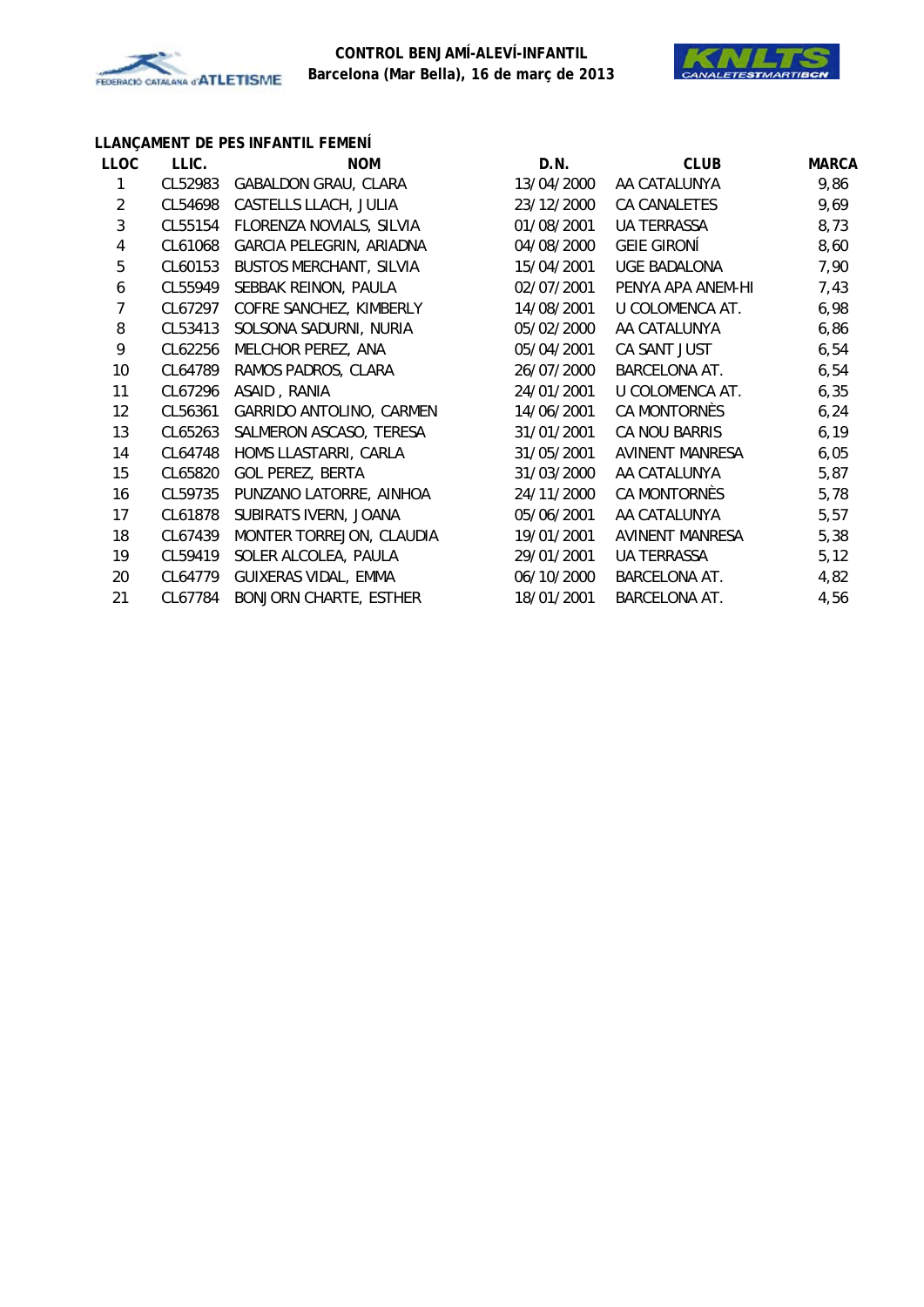**CONTROL BENJAMÍ-ALEVÍ-INFANTIL**
**Barcelona (Mar Bella), 16 de març de 2013**

### LLANÇAMENT DE PES INFANTIL FEMENÍ

| LLOC | LLIC. | NOM | D.N. | CLUB | MARCA |
|---|---|---|---|---|---|
| 1 | CL52983 | GABALDON GRAU, CLARA | 13/04/2000 | AA CATALUNYA | 9,86 |
| 2 | CL54698 | CASTELLS LLACH, JULIA | 23/12/2000 | CA CANALETES | 9,69 |
| 3 | CL55154 | FLORENZA NOVIALS, SILVIA | 01/08/2001 | UA TERRASSA | 8,73 |
| 4 | CL61068 | GARCIA PELEGRIN, ARIADNA | 04/08/2000 | GEIE GIRONÍ | 8,60 |
| 5 | CL60153 | BUSTOS MERCHANT, SILVIA | 15/04/2001 | UGE BADALONA | 7,90 |
| 6 | CL55949 | SEBBAK REINON, PAULA | 02/07/2001 | PENYA APA ANEM-HI | 7,43 |
| 7 | CL67297 | COFRE SANCHEZ, KIMBERLY | 14/08/2001 | U COLOMENCA AT. | 6,98 |
| 8 | CL53413 | SOLSONA SADURNI, NURIA | 05/02/2000 | AA CATALUNYA | 6,86 |
| 9 | CL62256 | MELCHOR PEREZ, ANA | 05/04/2001 | CA SANT JUST | 6,54 |
| 10 | CL64789 | RAMOS PADROS, CLARA | 26/07/2000 | BARCELONA AT. | 6,54 |
| 11 | CL67296 | ASAID , RANIA | 24/01/2001 | U COLOMENCA AT. | 6,35 |
| 12 | CL56361 | GARRIDO ANTOLINO, CARMEN | 14/06/2001 | CA MONTORNÈS | 6,24 |
| 13 | CL65263 | SALMERON ASCASO, TERESA | 31/01/2001 | CA NOU BARRIS | 6,19 |
| 14 | CL64748 | HOMS LLASTARRI, CARLA | 31/05/2001 | AVINENT MANRESA | 6,05 |
| 15 | CL65820 | GOL PEREZ, BERTA | 31/03/2000 | AA CATALUNYA | 5,87 |
| 16 | CL59735 | PUNZANO LATORRE, AINHOA | 24/11/2000 | CA MONTORNÈS | 5,78 |
| 17 | CL61878 | SUBIRATS IVERN, JOANA | 05/06/2001 | AA CATALUNYA | 5,57 |
| 18 | CL67439 | MONTER TORREJON, CLAUDIA | 19/01/2001 | AVINENT MANRESA | 5,38 |
| 19 | CL59419 | SOLER ALCOLEA, PAULA | 29/01/2001 | UA TERRASSA | 5,12 |
| 20 | CL64779 | GUIXERAS VIDAL, EMMA | 06/10/2000 | BARCELONA AT. | 4,82 |
| 21 | CL67784 | BONJORN CHARTE, ESTHER | 18/01/2001 | BARCELONA AT. | 4,56 |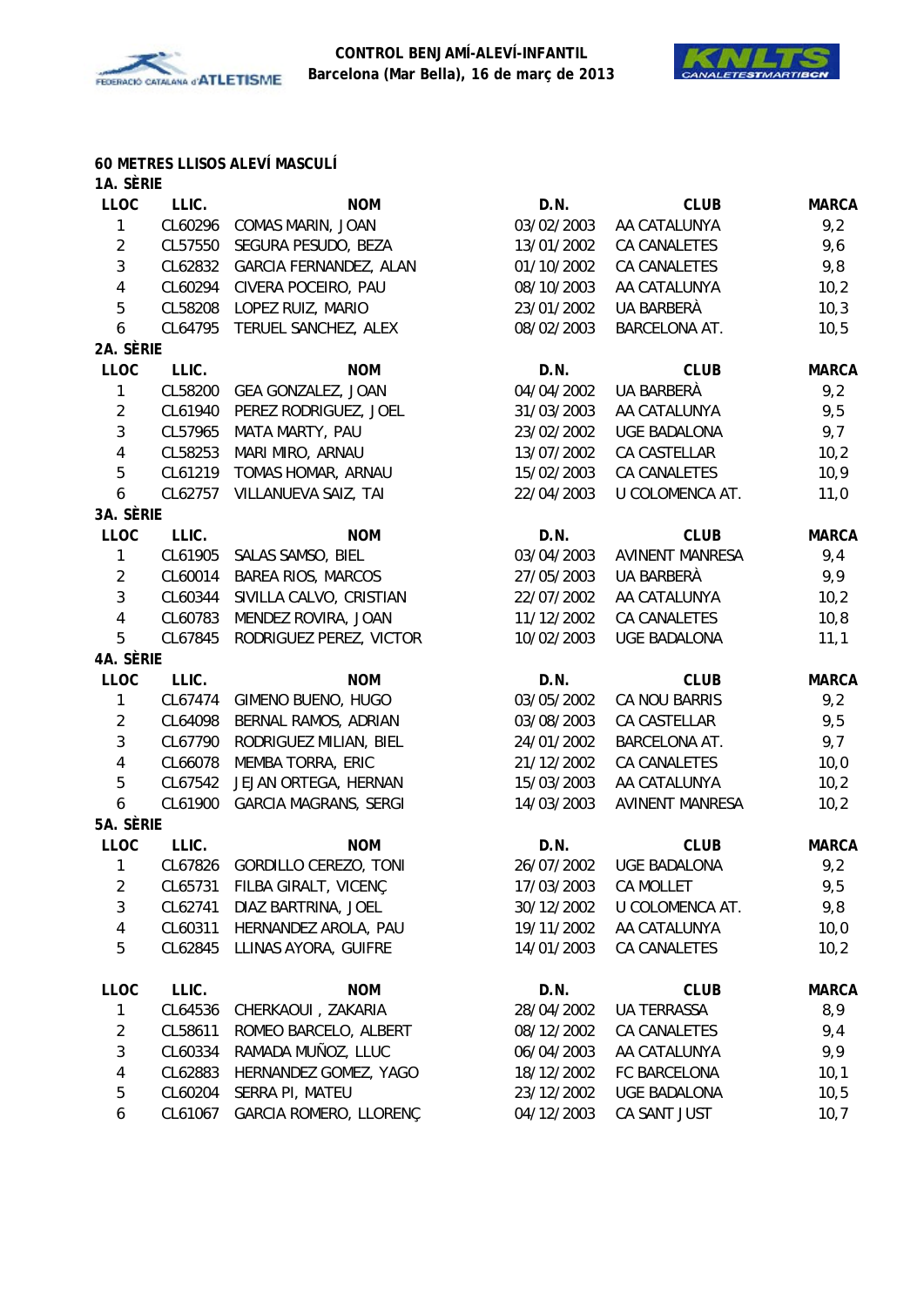CONTROL BENJAMÍ-ALEVÍ-INFANTIL
Barcelona (Mar Bella), 16 de març de 2013

## 60 METRES LLISOS ALEVÍ MASCULÍ

### 1A. SÈRIE

| LLOC | LLIC. | NOM | D.N. | CLUB | MARCA |
|---|---|---|---|---|---|
| 1 | CL60296 | COMAS MARIN, JOAN | 03/02/2003 | AA CATALUNYA | 9,2 |
| 2 | CL57550 | SEGURA PESUDO, BEZA | 13/01/2002 | CA CANALETES | 9,6 |
| 3 | CL62832 | GARCIA FERNANDEZ, ALAN | 01/10/2002 | CA CANALETES | 9,8 |
| 4 | CL60294 | CIVERA POCEIRO, PAU | 08/10/2003 | AA CATALUNYA | 10,2 |
| 5 | CL58208 | LOPEZ RUIZ, MARIO | 23/01/2002 | UA BARBERÀ | 10,3 |
| 6 | CL64795 | TERUEL SANCHEZ, ALEX | 08/02/2003 | BARCELONA AT. | 10,5 |

### 2A. SÈRIE

| LLOC | LLIC. | NOM | D.N. | CLUB | MARCA |
|---|---|---|---|---|---|
| 1 | CL58200 | GEA GONZALEZ, JOAN | 04/04/2002 | UA BARBERÀ | 9,2 |
| 2 | CL61940 | PEREZ RODRIGUEZ, JOEL | 31/03/2003 | AA CATALUNYA | 9,5 |
| 3 | CL57965 | MATA MARTY, PAU | 23/02/2002 | UGE BADALONA | 9,7 |
| 4 | CL58253 | MARI MIRO, ARNAU | 13/07/2002 | CA CASTELLAR | 10,2 |
| 5 | CL61219 | TOMAS HOMAR, ARNAU | 15/02/2003 | CA CANALETES | 10,9 |
| 6 | CL62757 | VILLANUEVA SAIZ, TAI | 22/04/2003 | U COLOMENCA AT. | 11,0 |

### 3A. SÈRIE

| LLOC | LLIC. | NOM | D.N. | CLUB | MARCA |
|---|---|---|---|---|---|
| 1 | CL61905 | SALAS SAMSO, BIEL | 03/04/2003 | AVINENT MANRESA | 9,4 |
| 2 | CL60014 | BAREA RIOS, MARCOS | 27/05/2003 | UA BARBERÀ | 9,9 |
| 3 | CL60344 | SIVILLA CALVO, CRISTIAN | 22/07/2002 | AA CATALUNYA | 10,2 |
| 4 | CL60783 | MENDEZ ROVIRA, JOAN | 11/12/2002 | CA CANALETES | 10,8 |
| 5 | CL67845 | RODRIGUEZ PEREZ, VICTOR | 10/02/2003 | UGE BADALONA | 11,1 |

### 4A. SÈRIE

| LLOC | LLIC. | NOM | D.N. | CLUB | MARCA |
|---|---|---|---|---|---|
| 1 | CL67474 | GIMENO BUENO, HUGO | 03/05/2002 | CA NOU BARRIS | 9,2 |
| 2 | CL64098 | BERNAL RAMOS, ADRIAN | 03/08/2003 | CA CASTELLAR | 9,5 |
| 3 | CL67790 | RODRIGUEZ MILIAN, BIEL | 24/01/2002 | BARCELONA AT. | 9,7 |
| 4 | CL66078 | MEMBA TORRA, ERIC | 21/12/2002 | CA CANALETES | 10,0 |
| 5 | CL67542 | JEJAN ORTEGA, HERNAN | 15/03/2003 | AA CATALUNYA | 10,2 |
| 6 | CL61900 | GARCIA MAGRANS, SERGI | 14/03/2003 | AVINENT MANRESA | 10,2 |

### 5A. SÈRIE

| LLOC | LLIC. | NOM | D.N. | CLUB | MARCA |
|---|---|---|---|---|---|
| 1 | CL67826 | GORDILLO CEREZO, TONI | 26/07/2002 | UGE BADALONA | 9,2 |
| 2 | CL65731 | FILBA GIRALT, VICENÇ | 17/03/2003 | CA MOLLET | 9,5 |
| 3 | CL62741 | DIAZ BARTRINA, JOEL | 30/12/2002 | U COLOMENCA AT. | 9,8 |
| 4 | CL60311 | HERNANDEZ AROLA, PAU | 19/11/2002 | AA CATALUNYA | 10,0 |
| 5 | CL62845 | LLINAS AYORA, GUIFRE | 14/01/2003 | CA CANALETES | 10,2 |

| LLOC | LLIC. | NOM | D.N. | CLUB | MARCA |
|---|---|---|---|---|---|
| 1 | CL64536 | CHERKAOUI , ZAKARIA | 28/04/2002 | UA TERRASSA | 8,9 |
| 2 | CL58611 | ROMEO BARCELO, ALBERT | 08/12/2002 | CA CANALETES | 9,4 |
| 3 | CL60334 | RAMADA MUÑOZ, LLUC | 06/04/2003 | AA CATALUNYA | 9,9 |
| 4 | CL62883 | HERNANDEZ GOMEZ, YAGO | 18/12/2002 | FC BARCELONA | 10,1 |
| 5 | CL60204 | SERRA PI, MATEU | 23/12/2002 | UGE BADALONA | 10,5 |
| 6 | CL61067 | GARCIA ROMERO, LLORENÇ | 04/12/2003 | CA SANT JUST | 10,7 |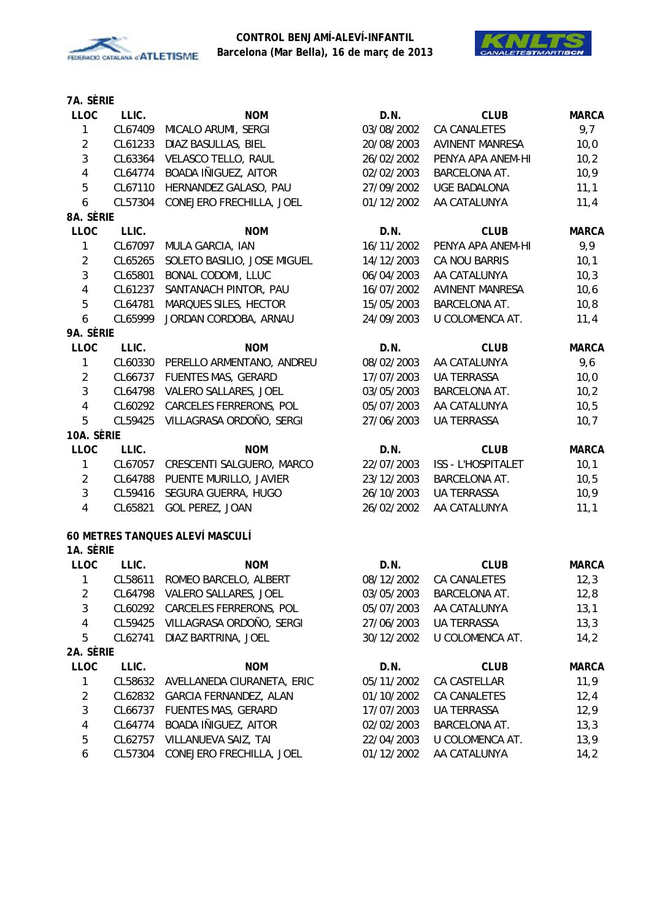### 7A. SÈRIE

| LLOC | LLIC. | NOM | D.N. | CLUB | MARCA |
|---|---|---|---|---|---|
| 1 | CL67409 | MICALO ARUMI, SERGI | 03/08/2002 | CA CANALETES | 9,7 |
| 2 | CL61233 | DIAZ BASULLAS, BIEL | 20/08/2003 | AVINENT MANRESA | 10,0 |
| 3 | CL63364 | VELASCO TELLO, RAUL | 26/02/2002 | PENYA APA ANEM-HI | 10,2 |
| 4 | CL64774 | BOADA IÑIGUEZ, AITOR | 02/02/2003 | BARCELONA AT. | 10,9 |
| 5 | CL67110 | HERNANDEZ GALASO, PAU | 27/09/2002 | UGE BADALONA | 11,1 |
| 6 | CL57304 | CONEJERO FRECHILLA, JOEL | 01/12/2002 | AA CATALUNYA | 11,4 |

### 8A. SÈRIE

| LLOC | LLIC. | NOM | D.N. | CLUB | MARCA |
|---|---|---|---|---|---|
| 1 | CL67097 | MULA GARCIA, IAN | 16/11/2002 | PENYA APA ANEM-HI | 9,9 |
| 2 | CL65265 | SOLETO BASILIO, JOSE MIGUEL | 14/12/2003 | CA NOU BARRIS | 10,1 |
| 3 | CL65801 | BONAL CODOMI, LLUC | 06/04/2003 | AA CATALUNYA | 10,3 |
| 4 | CL61237 | SANTANACH PINTOR, PAU | 16/07/2002 | AVINENT MANRESA | 10,6 |
| 5 | CL64781 | MARQUES SILES, HECTOR | 15/05/2003 | BARCELONA AT. | 10,8 |
| 6 | CL65999 | JORDAN CORDOBA, ARNAU | 24/09/2003 | U COLOMENCA AT. | 11,4 |

### 9A. SÈRIE

| LLOC | LLIC. | NOM | D.N. | CLUB | MARCA |
|---|---|---|---|---|---|
| 1 | CL60330 | PERELLO ARMENTANO, ANDREU | 08/02/2003 | AA CATALUNYA | 9,6 |
| 2 | CL66737 | FUENTES MAS, GERARD | 17/07/2003 | UA TERRASSA | 10,0 |
| 3 | CL64798 | VALERO SALLARES, JOEL | 03/05/2003 | BARCELONA AT. | 10,2 |
| 4 | CL60292 | CARCELES FERRERONS, POL | 05/07/2003 | AA CATALUNYA | 10,5 |
| 5 | CL59425 | VILLAGRASA ORDOÑO, SERGI | 27/06/2003 | UA TERRASSA | 10,7 |

### 10A. SÈRIE

| LLOC | LLIC. | NOM | D.N. | CLUB | MARCA |
|---|---|---|---|---|---|
| 1 | CL67057 | CRESCENTI SALGUERO, MARCO | 22/07/2003 | ISS - L'HOSPITALET | 10,1 |
| 2 | CL64788 | PUENTE MURILLO, JAVIER | 23/12/2003 | BARCELONA AT. | 10,5 |
| 3 | CL59416 | SEGURA GUERRA, HUGO | 26/10/2003 | UA TERRASSA | 10,9 |
| 4 | CL65821 | GOL PEREZ, JOAN | 26/02/2002 | AA CATALUNYA | 11,1 |

## 60 METRES TANQUES ALEVÍ MASCULÍ

### 1A. SÈRIE

| LLOC | LLIC. | NOM | D.N. | CLUB | MARCA |
|---|---|---|---|---|---|
| 1 | CL58611 | ROMEO BARCELO, ALBERT | 08/12/2002 | CA CANALETES | 12,3 |
| 2 | CL64798 | VALERO SALLARES, JOEL | 03/05/2003 | BARCELONA AT. | 12,8 |
| 3 | CL60292 | CARCELES FERRERONS, POL | 05/07/2003 | AA CATALUNYA | 13,1 |
| 4 | CL59425 | VILLAGRASA ORDOÑO, SERGI | 27/06/2003 | UA TERRASSA | 13,3 |
| 5 | CL62741 | DIAZ BARTRINA, JOEL | 30/12/2002 | U COLOMENCA AT. | 14,2 |

### 2A. SÈRIE

| LLOC | LLIC. | NOM | D.N. | CLUB | MARCA |
|---|---|---|---|---|---|
| 1 | CL58632 | AVELLANEDA CIURANETA, ERIC | 05/11/2002 | CA CASTELLAR | 11,9 |
| 2 | CL62832 | GARCIA FERNANDEZ, ALAN | 01/10/2002 | CA CANALETES | 12,4 |
| 3 | CL66737 | FUENTES MAS, GERARD | 17/07/2003 | UA TERRASSA | 12,9 |
| 4 | CL64774 | BOADA IÑIGUEZ, AITOR | 02/02/2003 | BARCELONA AT. | 13,3 |
| 5 | CL62757 | VILLANUEVA SAIZ, TAI | 22/04/2003 | U COLOMENCA AT. | 13,9 |
| 6 | CL57304 | CONEJERO FRECHILLA, JOEL | 01/12/2002 | AA CATALUNYA | 14,2 |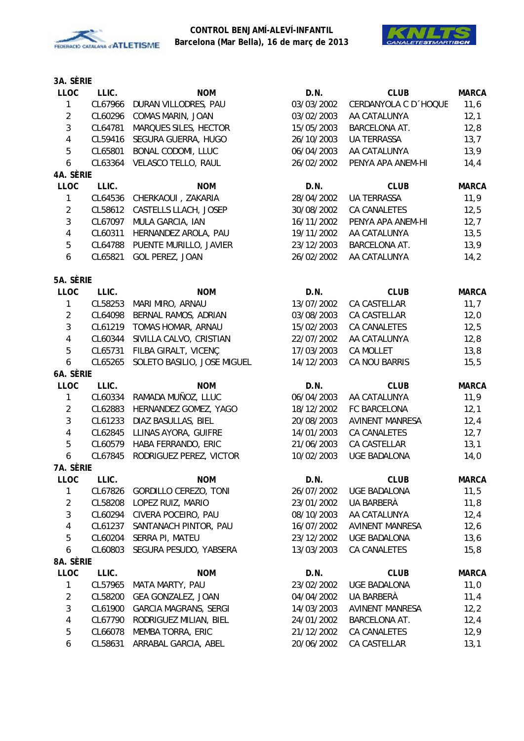**CONTROL BENJAMÍ-ALEVÍ-INFANTIL**
**Barcelona (Mar Bella), 16 de març de 2013**

### 3A. SÈRIE

| LLOC | LLIC. | NOM | D.N. | CLUB | MARCA |
|---|---|---|---|---|---|
| 1 | CL67966 | DURAN VILLODRES, PAU | 03/03/2002 | CERDANYOLA C D´HOQUE | 11,6 |
| 2 | CL60296 | COMAS MARIN, JOAN | 03/02/2003 | AA CATALUNYA | 12,1 |
| 3 | CL64781 | MARQUES SILES, HECTOR | 15/05/2003 | BARCELONA AT. | 12,8 |
| 4 | CL59416 | SEGURA GUERRA, HUGO | 26/10/2003 | UA TERRASSA | 13,7 |
| 5 | CL65801 | BONAL CODOMI, LLUC | 06/04/2003 | AA CATALUNYA | 13,9 |
| 6 | CL63364 | VELASCO TELLO, RAUL | 26/02/2002 | PENYA APA ANEM-HI | 14,4 |

### 4A. SÈRIE

| LLOC | LLIC. | NOM | D.N. | CLUB | MARCA |
|---|---|---|---|---|---|
| 1 | CL64536 | CHERKAOUI , ZAKARIA | 28/04/2002 | UA TERRASSA | 11,9 |
| 2 | CL58612 | CASTELLS LLACH, JOSEP | 30/08/2002 | CA CANALETES | 12,5 |
| 3 | CL67097 | MULA GARCIA, IAN | 16/11/2002 | PENYA APA ANEM-HI | 12,7 |
| 4 | CL60311 | HERNANDEZ AROLA, PAU | 19/11/2002 | AA CATALUNYA | 13,5 |
| 5 | CL64788 | PUENTE MURILLO, JAVIER | 23/12/2003 | BARCELONA AT. | 13,9 |
| 6 | CL65821 | GOL PEREZ, JOAN | 26/02/2002 | AA CATALUNYA | 14,2 |

### 5A. SÈRIE

| LLOC | LLIC. | NOM | D.N. | CLUB | MARCA |
|---|---|---|---|---|---|
| 1 | CL58253 | MARI MIRO, ARNAU | 13/07/2002 | CA CASTELLAR | 11,7 |
| 2 | CL64098 | BERNAL RAMOS, ADRIAN | 03/08/2003 | CA CASTELLAR | 12,0 |
| 3 | CL61219 | TOMAS HOMAR, ARNAU | 15/02/2003 | CA CANALETES | 12,5 |
| 4 | CL60344 | SIVILLA CALVO, CRISTIAN | 22/07/2002 | AA CATALUNYA | 12,8 |
| 5 | CL65731 | FILBA GIRALT, VICENÇ | 17/03/2003 | CA MOLLET | 13,8 |
| 6 | CL65265 | SOLETO BASILIO, JOSE MIGUEL | 14/12/2003 | CA NOU BARRIS | 15,5 |

### 6A. SÈRIE

| LLOC | LLIC. | NOM | D.N. | CLUB | MARCA |
|---|---|---|---|---|---|
| 1 | CL60334 | RAMADA MUÑOZ, LLUC | 06/04/2003 | AA CATALUNYA | 11,9 |
| 2 | CL62883 | HERNANDEZ GOMEZ, YAGO | 18/12/2002 | FC BARCELONA | 12,1 |
| 3 | CL61233 | DIAZ BASULLAS, BIEL | 20/08/2003 | AVINENT MANRESA | 12,4 |
| 4 | CL62845 | LLINAS AYORA, GUIFRE | 14/01/2003 | CA CANALETES | 12,7 |
| 5 | CL60579 | HABA FERRANDO, ERIC | 21/06/2003 | CA CASTELLAR | 13,1 |
| 6 | CL67845 | RODRIGUEZ PEREZ, VICTOR | 10/02/2003 | UGE BADALONA | 14,0 |

### 7A. SÈRIE

| LLOC | LLIC. | NOM | D.N. | CLUB | MARCA |
|---|---|---|---|---|---|
| 1 | CL67826 | GORDILLO CEREZO, TONI | 26/07/2002 | UGE BADALONA | 11,5 |
| 2 | CL58208 | LOPEZ RUIZ, MARIO | 23/01/2002 | UA BARBERÀ | 11,8 |
| 3 | CL60294 | CIVERA POCEIRO, PAU | 08/10/2003 | AA CATALUNYA | 12,4 |
| 4 | CL61237 | SANTANACH PINTOR, PAU | 16/07/2002 | AVINENT MANRESA | 12,6 |
| 5 | CL60204 | SERRA PI, MATEU | 23/12/2002 | UGE BADALONA | 13,6 |
| 6 | CL60803 | SEGURA PESUDO, YABSERA | 13/03/2003 | CA CANALETES | 15,8 |

### 8A. SÈRIE

| LLOC | LLIC. | NOM | D.N. | CLUB | MARCA |
|---|---|---|---|---|---|
| 1 | CL57965 | MATA MARTY, PAU | 23/02/2002 | UGE BADALONA | 11,0 |
| 2 | CL58200 | GEA GONZALEZ, JOAN | 04/04/2002 | UA BARBERÀ | 11,4 |
| 3 | CL61900 | GARCIA MAGRANS, SERGI | 14/03/2003 | AVINENT MANRESA | 12,2 |
| 4 | CL67790 | RODRIGUEZ MILIAN, BIEL | 24/01/2002 | BARCELONA AT. | 12,4 |
| 5 | CL66078 | MEMBA TORRA, ERIC | 21/12/2002 | CA CANALETES | 12,9 |
| 6 | CL58631 | ARRABAL GARCIA, ABEL | 20/06/2002 | CA CASTELLAR | 13,1 |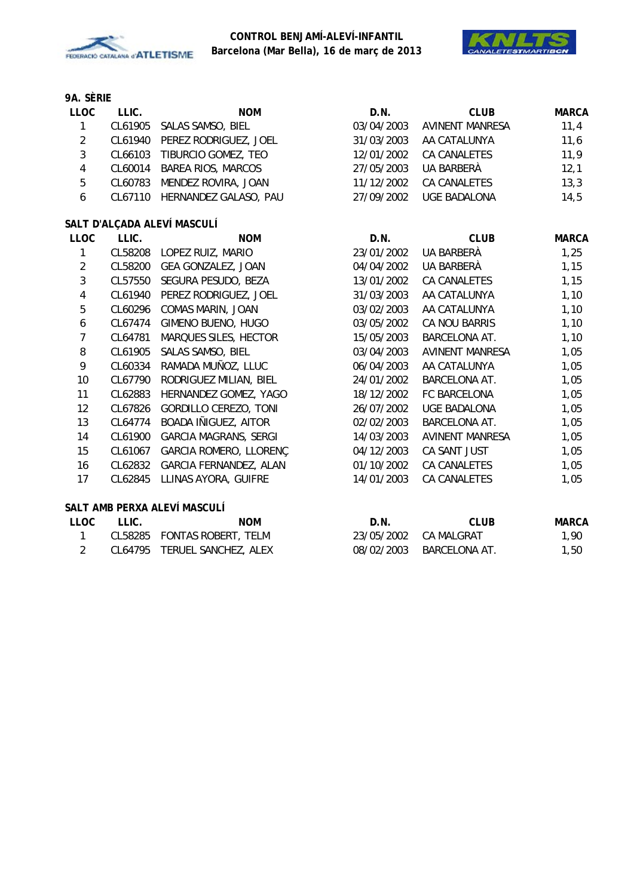**CONTROL BENJAMÍ-ALEVÍ-INFANTIL**
**Barcelona (Mar Bella), 16 de març de 2013**

### 9A. SÈRIE

| LLOC | LLIC. | NOM | D.N. | CLUB | MARCA |
|---|---|---|---|---|---|
| 1 | CL61905 | SALAS SAMSO, BIEL | 03/04/2003 | AVINENT MANRESA | 11,4 |
| 2 | CL61940 | PEREZ RODRIGUEZ, JOEL | 31/03/2003 | AA CATALUNYA | 11,6 |
| 3 | CL66103 | TIBURCIO GOMEZ, TEO | 12/01/2002 | CA CANALETES | 11,9 |
| 4 | CL60014 | BAREA RIOS, MARCOS | 27/05/2003 | UA BARBERÀ | 12,1 |
| 5 | CL60783 | MENDEZ ROVIRA, JOAN | 11/12/2002 | CA CANALETES | 13,3 |
| 6 | CL67110 | HERNANDEZ GALASO, PAU | 27/09/2002 | UGE BADALONA | 14,5 |

### SALT D'ALÇADA ALEVÍ MASCULÍ

| LLOC | LLIC. | NOM | D.N. | CLUB | MARCA |
|---|---|---|---|---|---|
| 1 | CL58208 | LOPEZ RUIZ, MARIO | 23/01/2002 | UA BARBERÀ | 1,25 |
| 2 | CL58200 | GEA GONZALEZ, JOAN | 04/04/2002 | UA BARBERÀ | 1,15 |
| 3 | CL57550 | SEGURA PESUDO, BEZA | 13/01/2002 | CA CANALETES | 1,15 |
| 4 | CL61940 | PEREZ RODRIGUEZ, JOEL | 31/03/2003 | AA CATALUNYA | 1,10 |
| 5 | CL60296 | COMAS MARIN, JOAN | 03/02/2003 | AA CATALUNYA | 1,10 |
| 6 | CL67474 | GIMENO BUENO, HUGO | 03/05/2002 | CA NOU BARRIS | 1,10 |
| 7 | CL64781 | MARQUES SILES, HECTOR | 15/05/2003 | BARCELONA AT. | 1,10 |
| 8 | CL61905 | SALAS SAMSO, BIEL | 03/04/2003 | AVINENT MANRESA | 1,05 |
| 9 | CL60334 | RAMADA MUÑOZ, LLUC | 06/04/2003 | AA CATALUNYA | 1,05 |
| 10 | CL67790 | RODRIGUEZ MILIAN, BIEL | 24/01/2002 | BARCELONA AT. | 1,05 |
| 11 | CL62883 | HERNANDEZ GOMEZ, YAGO | 18/12/2002 | FC BARCELONA | 1,05 |
| 12 | CL67826 | GORDILLO CEREZO, TONI | 26/07/2002 | UGE BADALONA | 1,05 |
| 13 | CL64774 | BOADA IÑIGUEZ, AITOR | 02/02/2003 | BARCELONA AT. | 1,05 |
| 14 | CL61900 | GARCIA MAGRANS, SERGI | 14/03/2003 | AVINENT MANRESA | 1,05 |
| 15 | CL61067 | GARCIA ROMERO, LLORENÇ | 04/12/2003 | CA SANT JUST | 1,05 |
| 16 | CL62832 | GARCIA FERNANDEZ, ALAN | 01/10/2002 | CA CANALETES | 1,05 |
| 17 | CL62845 | LLINAS AYORA, GUIFRE | 14/01/2003 | CA CANALETES | 1,05 |

### SALT AMB PERXA ALEVÍ MASCULÍ

| LLOC | LLIC. | NOM | D.N. | CLUB | MARCA |
|---|---|---|---|---|---|
| 1 | CL58285 | FONTAS ROBERT, TELM | 23/05/2002 | CA MALGRAT | 1,90 |
| 2 | CL64795 | TERUEL SANCHEZ, ALEX | 08/02/2003 | BARCELONA AT. | 1,50 |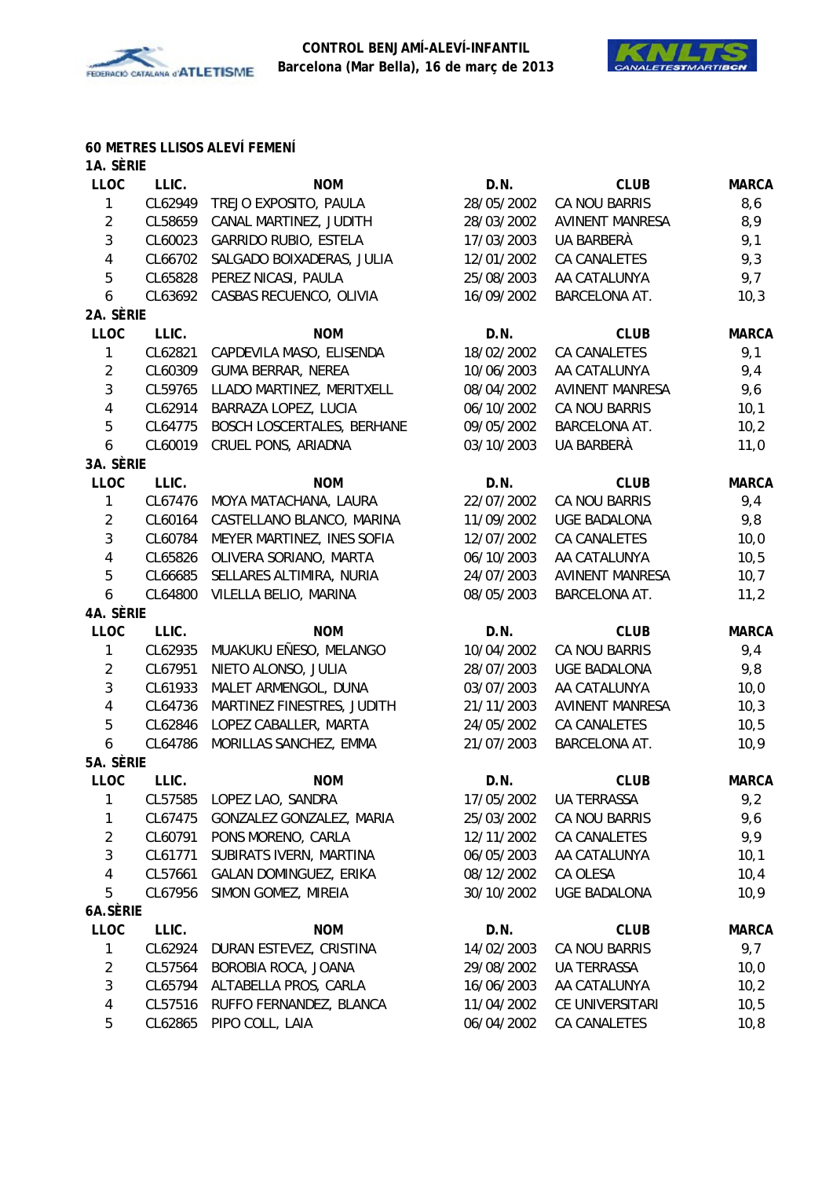CONTROL BENJAMÍ-ALEVÍ-INFANTIL
Barcelona (Mar Bella), 16 de març de 2013

## 60 METRES LLISOS ALEVÍ FEMENÍ

### 1A. SÈRIE

| LLOC | LLIC. | NOM | D.N. | CLUB | MARCA |
|---|---|---|---|---|---|
| 1 | CL62949 | TREJO EXPOSITO, PAULA | 28/05/2002 | CA NOU BARRIS | 8,6 |
| 2 | CL58659 | CANAL MARTINEZ, JUDITH | 28/03/2002 | AVINENT MANRESA | 8,9 |
| 3 | CL60023 | GARRIDO RUBIO, ESTELA | 17/03/2003 | UA BARBERÀ | 9,1 |
| 4 | CL66702 | SALGADO BOIXADERAS, JULIA | 12/01/2002 | CA CANALETES | 9,3 |
| 5 | CL65828 | PEREZ NICASI, PAULA | 25/08/2003 | AA CATALUNYA | 9,7 |
| 6 | CL63692 | CASBAS RECUENCO, OLIVIA | 16/09/2002 | BARCELONA AT. | 10,3 |

### 2A. SÈRIE

| LLOC | LLIC. | NOM | D.N. | CLUB | MARCA |
|---|---|---|---|---|---|
| 1 | CL62821 | CAPDEVILA MASO, ELISENDA | 18/02/2002 | CA CANALETES | 9,1 |
| 2 | CL60309 | GUMA BERRAR, NEREA | 10/06/2003 | AA CATALUNYA | 9,4 |
| 3 | CL59765 | LLADO MARTINEZ, MERITXELL | 08/04/2002 | AVINENT MANRESA | 9,6 |
| 4 | CL62914 | BARRAZA LOPEZ, LUCIA | 06/10/2002 | CA NOU BARRIS | 10,1 |
| 5 | CL64775 | BOSCH LOSCERTALES, BERHANE | 09/05/2002 | BARCELONA AT. | 10,2 |
| 6 | CL60019 | CRUEL PONS, ARIADNA | 03/10/2003 | UA BARBERÀ | 11,0 |

### 3A. SÈRIE

| LLOC | LLIC. | NOM | D.N. | CLUB | MARCA |
|---|---|---|---|---|---|
| 1 | CL67476 | MOYA MATACHANA, LAURA | 22/07/2002 | CA NOU BARRIS | 9,4 |
| 2 | CL60164 | CASTELLANO BLANCO, MARINA | 11/09/2002 | UGE BADALONA | 9,8 |
| 3 | CL60784 | MEYER MARTINEZ, INES SOFIA | 12/07/2002 | CA CANALETES | 10,0 |
| 4 | CL65826 | OLIVERA SORIANO, MARTA | 06/10/2003 | AA CATALUNYA | 10,5 |
| 5 | CL66685 | SELLARES ALTIMIRA, NURIA | 24/07/2003 | AVINENT MANRESA | 10,7 |
| 6 | CL64800 | VILELLA BELIO, MARINA | 08/05/2003 | BARCELONA AT. | 11,2 |

### 4A. SÈRIE

| LLOC | LLIC. | NOM | D.N. | CLUB | MARCA |
|---|---|---|---|---|---|
| 1 | CL62935 | MUAKUKU EÑESO, MELANGO | 10/04/2002 | CA NOU BARRIS | 9,4 |
| 2 | CL67951 | NIETO ALONSO, JULIA | 28/07/2003 | UGE BADALONA | 9,8 |
| 3 | CL61933 | MALET ARMENGOL, DUNA | 03/07/2003 | AA CATALUNYA | 10,0 |
| 4 | CL64736 | MARTINEZ FINESTRES, JUDITH | 21/11/2003 | AVINENT MANRESA | 10,3 |
| 5 | CL62846 | LOPEZ CABALLER, MARTA | 24/05/2002 | CA CANALETES | 10,5 |
| 6 | CL64786 | MORILLAS SANCHEZ, EMMA | 21/07/2003 | BARCELONA AT. | 10,9 |

### 5A. SÈRIE

| LLOC | LLIC. | NOM | D.N. | CLUB | MARCA |
|---|---|---|---|---|---|
| 1 | CL57585 | LOPEZ LAO, SANDRA | 17/05/2002 | UA TERRASSA | 9,2 |
| 1 | CL67475 | GONZALEZ GONZALEZ, MARIA | 25/03/2002 | CA NOU BARRIS | 9,6 |
| 2 | CL60791 | PONS MORENO, CARLA | 12/11/2002 | CA CANALETES | 9,9 |
| 3 | CL61771 | SUBIRATS IVERN, MARTINA | 06/05/2003 | AA CATALUNYA | 10,1 |
| 4 | CL57661 | GALAN DOMINGUEZ, ERIKA | 08/12/2002 | CA OLESA | 10,4 |
| 5 | CL67956 | SIMON GOMEZ, MIREIA | 30/10/2002 | UGE BADALONA | 10,9 |

### 6A.SÈRIE

| LLOC | LLIC. | NOM | D.N. | CLUB | MARCA |
|---|---|---|---|---|---|
| 1 | CL62924 | DURAN ESTEVEZ, CRISTINA | 14/02/2003 | CA NOU BARRIS | 9,7 |
| 2 | CL57564 | BOROBIA ROCA, JOANA | 29/08/2002 | UA TERRASSA | 10,0 |
| 3 | CL65794 | ALTABELLA PROS, CARLA | 16/06/2003 | AA CATALUNYA | 10,2 |
| 4 | CL57516 | RUFFO FERNANDEZ, BLANCA | 11/04/2002 | CE UNIVERSITARI | 10,5 |
| 5 | CL62865 | PIPO COLL, LAIA | 06/04/2002 | CA CANALETES | 10,8 |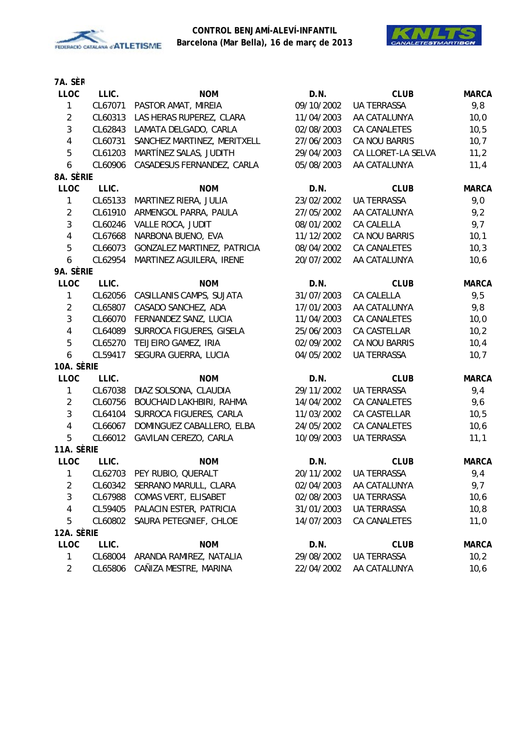**CONTROL BENJAMÍ-ALEVÍ-INFANTIL**
**Barcelona (Mar Bella), 16 de març de 2013**

**7A. SÈR**

| LLOC | LLIC. | NOM | D.N. | CLUB | MARCA |
|---|---|---|---|---|---|
| 1 | CL67071 | PASTOR AMAT, MIREIA | 09/10/2002 | UA TERRASSA | 9,8 |
| 2 | CL60313 | LAS HERAS RUPEREZ, CLARA | 11/04/2003 | AA CATALUNYA | 10,0 |
| 3 | CL62843 | LAMATA DELGADO, CARLA | 02/08/2003 | CA CANALETES | 10,5 |
| 4 | CL60731 | SANCHEZ MARTINEZ, MERITXELL | 27/06/2003 | CA NOU BARRIS | 10,7 |
| 5 | CL61203 | MARTÍNEZ SALAS, JUDITH | 29/04/2003 | CA LLORET-LA SELVA | 11,2 |
| 6 | CL60906 | CASADESUS FERNANDEZ, CARLA | 05/08/2003 | AA CATALUNYA | 11,4 |

**8A. SÈRIE**

| LLOC | LLIC. | NOM | D.N. | CLUB | MARCA |
|---|---|---|---|---|---|
| 1 | CL65133 | MARTINEZ RIERA, JULIA | 23/02/2002 | UA TERRASSA | 9,0 |
| 2 | CL61910 | ARMENGOL PARRA, PAULA | 27/05/2002 | AA CATALUNYA | 9,2 |
| 3 | CL60246 | VALLE ROCA, JUDIT | 08/01/2002 | CA CALELLA | 9,7 |
| 4 | CL67668 | NARBONA BUENO, EVA | 11/12/2002 | CA NOU BARRIS | 10,1 |
| 5 | CL66073 | GONZALEZ MARTINEZ, PATRICIA | 08/04/2002 | CA CANALETES | 10,3 |
| 6 | CL62954 | MARTINEZ AGUILERA, IRENE | 20/07/2002 | AA CATALUNYA | 10,6 |

**9A. SÈRIE**

| LLOC | LLIC. | NOM | D.N. | CLUB | MARCA |
|---|---|---|---|---|---|
| 1 | CL62056 | CASILLANIS CAMPS, SUJATA | 31/07/2003 | CA CALELLA | 9,5 |
| 2 | CL65807 | CASADO SANCHEZ, ADA | 17/01/2003 | AA CATALUNYA | 9,8 |
| 3 | CL66070 | FERNANDEZ SANZ, LUCIA | 11/04/2003 | CA CANALETES | 10,0 |
| 4 | CL64089 | SURROCA FIGUERES, GISELA | 25/06/2003 | CA CASTELLAR | 10,2 |
| 5 | CL65270 | TEIJEIRO GAMEZ, IRIA | 02/09/2002 | CA NOU BARRIS | 10,4 |
| 6 | CL59417 | SEGURA GUERRA, LUCIA | 04/05/2002 | UA TERRASSA | 10,7 |

**10A. SÈRIE**

| LLOC | LLIC. | NOM | D.N. | CLUB | MARCA |
|---|---|---|---|---|---|
| 1 | CL67038 | DIAZ SOLSONA, CLAUDIA | 29/11/2002 | UA TERRASSA | 9,4 |
| 2 | CL60756 | BOUCHAID LAKHBIRI, RAHMA | 14/04/2002 | CA CANALETES | 9,6 |
| 3 | CL64104 | SURROCA FIGUERES, CARLA | 11/03/2002 | CA CASTELLAR | 10,5 |
| 4 | CL66067 | DOMINGUEZ CABALLERO, ELBA | 24/05/2002 | CA CANALETES | 10,6 |
| 5 | CL66012 | GAVILAN CEREZO, CARLA | 10/09/2003 | UA TERRASSA | 11,1 |

**11A. SÈRIE**

| LLOC | LLIC. | NOM | D.N. | CLUB | MARCA |
|---|---|---|---|---|---|
| 1 | CL62703 | PEY RUBIO, QUERALT | 20/11/2002 | UA TERRASSA | 9,4 |
| 2 | CL60342 | SERRANO MARULL, CLARA | 02/04/2003 | AA CATALUNYA | 9,7 |
| 3 | CL67988 | COMAS VERT, ELISABET | 02/08/2003 | UA TERRASSA | 10,6 |
| 4 | CL59405 | PALACIN ESTER, PATRICIA | 31/01/2003 | UA TERRASSA | 10,8 |
| 5 | CL60802 | SAURA PETEGNIEF, CHLOE | 14/07/2003 | CA CANALETES | 11,0 |

**12A. SÈRIE**

| LLOC | LLIC. | NOM | D.N. | CLUB | MARCA |
|---|---|---|---|---|---|
| 1 | CL68004 | ARANDA RAMIREZ, NATALIA | 29/08/2002 | UA TERRASSA | 10,2 |
| 2 | CL65806 | CAÑIZA MESTRE, MARINA | 22/04/2002 | AA CATALUNYA | 10,6 |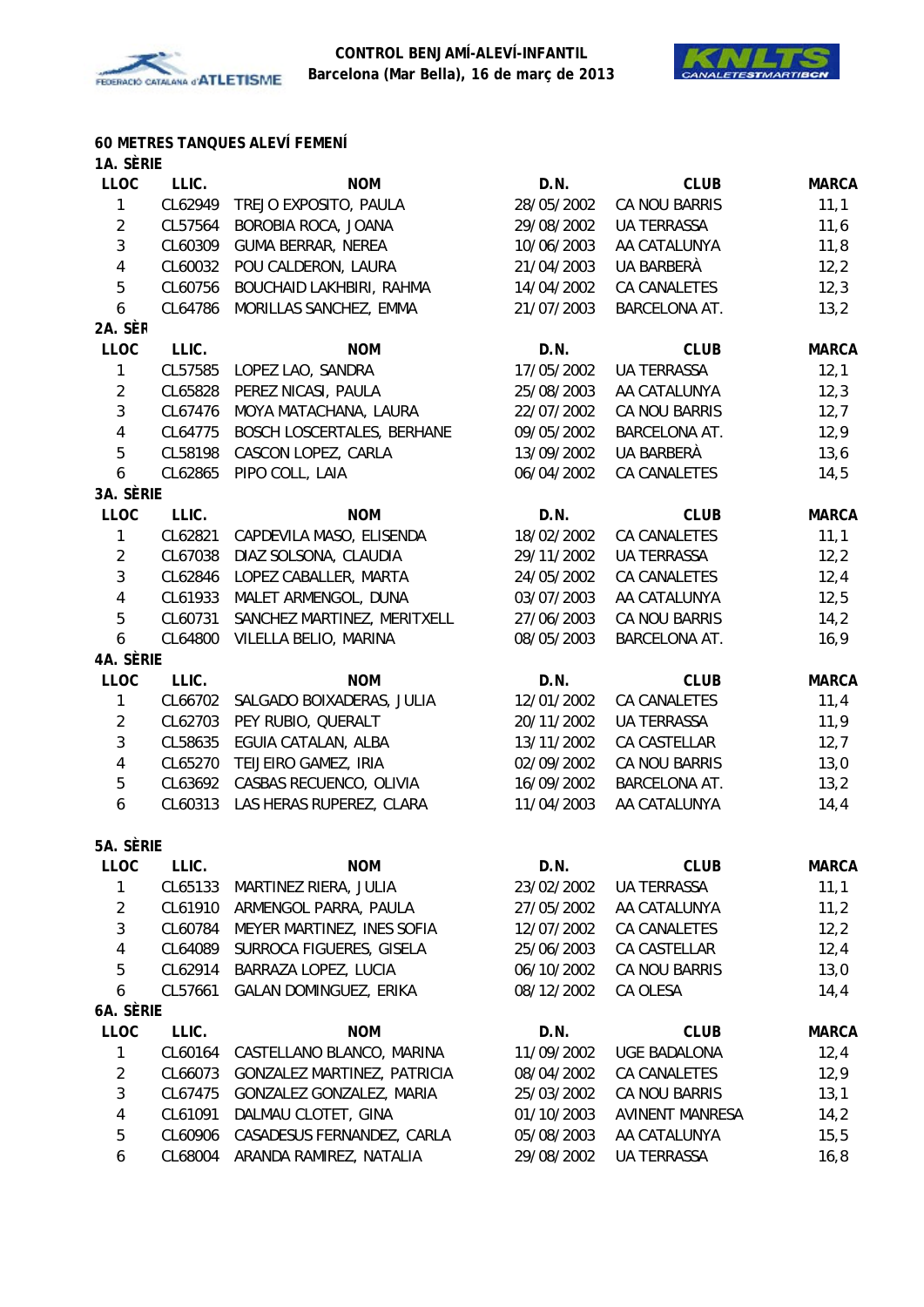CONTROL BENJAMÍ-ALEVÍ-INFANTIL
Barcelona (Mar Bella), 16 de març de 2013

## 60 METRES TANQUES ALEVÍ FEMENÍ

### 1A. SÈRIE

| LLOC | LLIC. | NOM | D.N. | CLUB | MARCA |
|---|---|---|---|---|---|
| 1 | CL62949 | TREJO EXPOSITO, PAULA | 28/05/2002 | CA NOU BARRIS | 11,1 |
| 2 | CL57564 | BOROBIA ROCA, JOANA | 29/08/2002 | UA TERRASSA | 11,6 |
| 3 | CL60309 | GUMA BERRAR, NEREA | 10/06/2003 | AA CATALUNYA | 11,8 |
| 4 | CL60032 | POU CALDERON, LAURA | 21/04/2003 | UA BARBERÀ | 12,2 |
| 5 | CL60756 | BOUCHAID LAKHBIRI, RAHMA | 14/04/2002 | CA CANALETES | 12,3 |
| 6 | CL64786 | MORILLAS SANCHEZ, EMMA | 21/07/2003 | BARCELONA AT. | 13,2 |

### 2A. SÈR

| LLOC | LLIC. | NOM | D.N. | CLUB | MARCA |
|---|---|---|---|---|---|
| 1 | CL57585 | LOPEZ LAO, SANDRA | 17/05/2002 | UA TERRASSA | 12,1 |
| 2 | CL65828 | PEREZ NICASI, PAULA | 25/08/2003 | AA CATALUNYA | 12,3 |
| 3 | CL67476 | MOYA MATACHANA, LAURA | 22/07/2002 | CA NOU BARRIS | 12,7 |
| 4 | CL64775 | BOSCH LOSCERTALES, BERHANE | 09/05/2002 | BARCELONA AT. | 12,9 |
| 5 | CL58198 | CASCON LOPEZ, CARLA | 13/09/2002 | UA BARBERÀ | 13,6 |
| 6 | CL62865 | PIPO COLL, LAIA | 06/04/2002 | CA CANALETES | 14,5 |

### 3A. SÈRIE

| LLOC | LLIC. | NOM | D.N. | CLUB | MARCA |
|---|---|---|---|---|---|
| 1 | CL62821 | CAPDEVILA MASO, ELISENDA | 18/02/2002 | CA CANALETES | 11,1 |
| 2 | CL67038 | DIAZ SOLSONA, CLAUDIA | 29/11/2002 | UA TERRASSA | 12,2 |
| 3 | CL62846 | LOPEZ CABALLER, MARTA | 24/05/2002 | CA CANALETES | 12,4 |
| 4 | CL61933 | MALET ARMENGOL, DUNA | 03/07/2003 | AA CATALUNYA | 12,5 |
| 5 | CL60731 | SANCHEZ MARTINEZ, MERITXELL | 27/06/2003 | CA NOU BARRIS | 14,2 |
| 6 | CL64800 | VILELLA BELIO, MARINA | 08/05/2003 | BARCELONA AT. | 16,9 |

### 4A. SÈRIE

| LLOC | LLIC. | NOM | D.N. | CLUB | MARCA |
|---|---|---|---|---|---|
| 1 | CL66702 | SALGADO BOIXADERAS, JULIA | 12/01/2002 | CA CANALETES | 11,4 |
| 2 | CL62703 | PEY RUBIO, QUERALT | 20/11/2002 | UA TERRASSA | 11,9 |
| 3 | CL58635 | EGUIA CATALAN, ALBA | 13/11/2002 | CA CASTELLAR | 12,7 |
| 4 | CL65270 | TEIJEIRO GAMEZ, IRIA | 02/09/2002 | CA NOU BARRIS | 13,0 |
| 5 | CL63692 | CASBAS RECUENCO, OLIVIA | 16/09/2002 | BARCELONA AT. | 13,2 |
| 6 | CL60313 | LAS HERAS RUPEREZ, CLARA | 11/04/2003 | AA CATALUNYA | 14,4 |

### 5A. SÈRIE

| LLOC | LLIC. | NOM | D.N. | CLUB | MARCA |
|---|---|---|---|---|---|
| 1 | CL65133 | MARTINEZ RIERA, JULIA | 23/02/2002 | UA TERRASSA | 11,1 |
| 2 | CL61910 | ARMENGOL PARRA, PAULA | 27/05/2002 | AA CATALUNYA | 11,2 |
| 3 | CL60784 | MEYER MARTINEZ, INES SOFIA | 12/07/2002 | CA CANALETES | 12,2 |
| 4 | CL64089 | SURROCA FIGUERES, GISELA | 25/06/2003 | CA CASTELLAR | 12,4 |
| 5 | CL62914 | BARRAZA LOPEZ, LUCIA | 06/10/2002 | CA NOU BARRIS | 13,0 |
| 6 | CL57661 | GALAN DOMINGUEZ, ERIKA | 08/12/2002 | CA OLESA | 14,4 |

### 6A. SÈRIE

| LLOC | LLIC. | NOM | D.N. | CLUB | MARCA |
|---|---|---|---|---|---|
| 1 | CL60164 | CASTELLANO BLANCO, MARINA | 11/09/2002 | UGE BADALONA | 12,4 |
| 2 | CL66073 | GONZALEZ MARTINEZ, PATRICIA | 08/04/2002 | CA CANALETES | 12,9 |
| 3 | CL67475 | GONZALEZ GONZALEZ, MARIA | 25/03/2002 | CA NOU BARRIS | 13,1 |
| 4 | CL61091 | DALMAU CLOTET, GINA | 01/10/2003 | AVINENT MANRESA | 14,2 |
| 5 | CL60906 | CASADESUS FERNANDEZ, CARLA | 05/08/2003 | AA CATALUNYA | 15,5 |
| 6 | CL68004 | ARANDA RAMIREZ, NATALIA | 29/08/2002 | UA TERRASSA | 16,8 |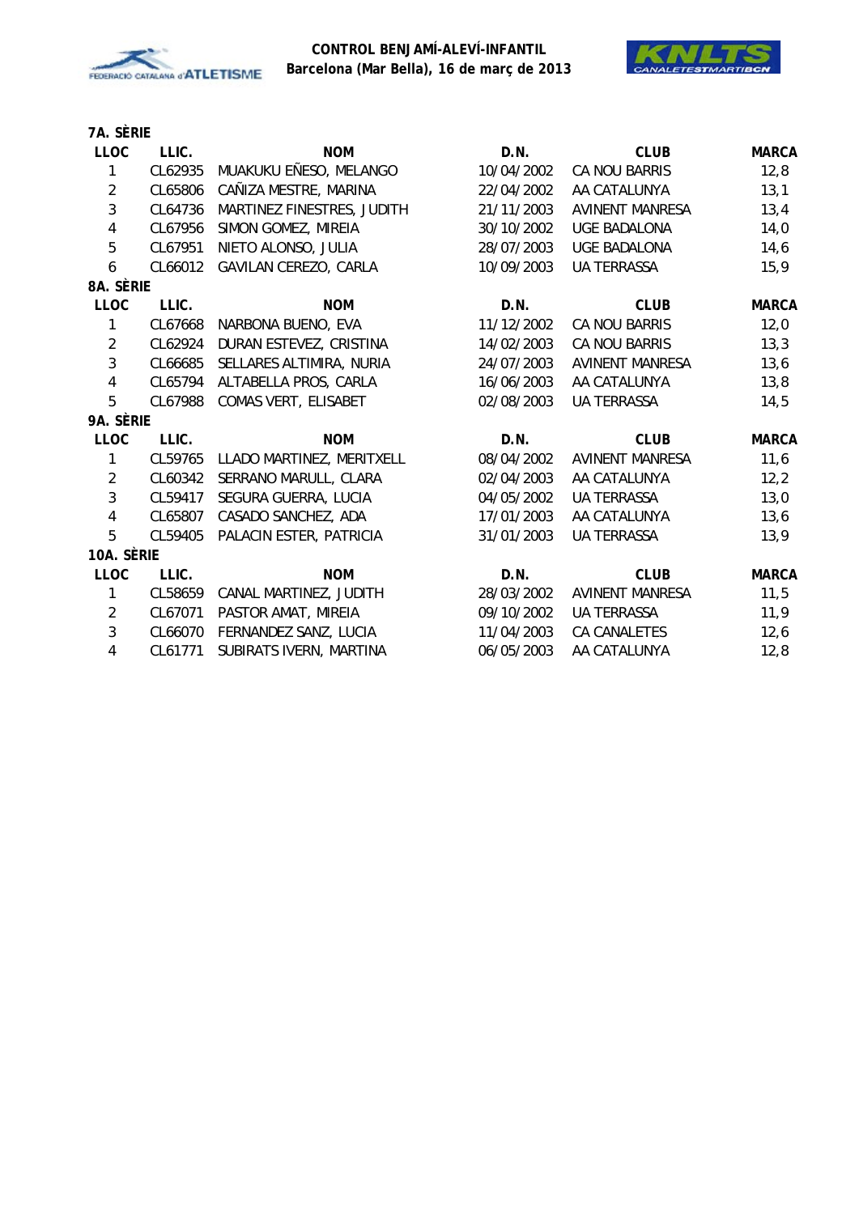**CONTROL BENJAMÍ-ALEVÍ-INFANTIL**
**Barcelona (Mar Bella), 16 de març de 2013**

### 7A. SÈRIE

| LLOC | LLIC. | NOM | D.N. | CLUB | MARCA |
|---|---|---|---|---|---|
| 1 | CL62935 | MUAKUKU EÑESO, MELANGO | 10/04/2002 | CA NOU BARRIS | 12,8 |
| 2 | CL65806 | CAÑIZA MESTRE, MARINA | 22/04/2002 | AA CATALUNYA | 13,1 |
| 3 | CL64736 | MARTINEZ FINESTRES, JUDITH | 21/11/2003 | AVINENT MANRESA | 13,4 |
| 4 | CL67956 | SIMON GOMEZ, MIREIA | 30/10/2002 | UGE BADALONA | 14,0 |
| 5 | CL67951 | NIETO ALONSO, JULIA | 28/07/2003 | UGE BADALONA | 14,6 |
| 6 | CL66012 | GAVILAN CEREZO, CARLA | 10/09/2003 | UA TERRASSA | 15,9 |

### 8A. SÈRIE

| LLOC | LLIC. | NOM | D.N. | CLUB | MARCA |
|---|---|---|---|---|---|
| 1 | CL67668 | NARBONA BUENO, EVA | 11/12/2002 | CA NOU BARRIS | 12,0 |
| 2 | CL62924 | DURAN ESTEVEZ, CRISTINA | 14/02/2003 | CA NOU BARRIS | 13,3 |
| 3 | CL66685 | SELLARES ALTIMIRA, NURIA | 24/07/2003 | AVINENT MANRESA | 13,6 |
| 4 | CL65794 | ALTABELLA PROS, CARLA | 16/06/2003 | AA CATALUNYA | 13,8 |
| 5 | CL67988 | COMAS VERT, ELISABET | 02/08/2003 | UA TERRASSA | 14,5 |

### 9A. SÈRIE

| LLOC | LLIC. | NOM | D.N. | CLUB | MARCA |
|---|---|---|---|---|---|
| 1 | CL59765 | LLADO MARTINEZ, MERITXELL | 08/04/2002 | AVINENT MANRESA | 11,6 |
| 2 | CL60342 | SERRANO MARULL, CLARA | 02/04/2003 | AA CATALUNYA | 12,2 |
| 3 | CL59417 | SEGURA GUERRA, LUCIA | 04/05/2002 | UA TERRASSA | 13,0 |
| 4 | CL65807 | CASADO SANCHEZ, ADA | 17/01/2003 | AA CATALUNYA | 13,6 |
| 5 | CL59405 | PALACIN ESTER, PATRICIA | 31/01/2003 | UA TERRASSA | 13,9 |

### 10A. SÈRIE

| LLOC | LLIC. | NOM | D.N. | CLUB | MARCA |
|---|---|---|---|---|---|
| 1 | CL58659 | CANAL MARTINEZ, JUDITH | 28/03/2002 | AVINENT MANRESA | 11,5 |
| 2 | CL67071 | PASTOR AMAT, MIREIA | 09/10/2002 | UA TERRASSA | 11,9 |
| 3 | CL66070 | FERNANDEZ SANZ, LUCIA | 11/04/2003 | CA CANALETES | 12,6 |
| 4 | CL61771 | SUBIRATS IVERN, MARTINA | 06/05/2003 | AA CATALUNYA | 12,8 |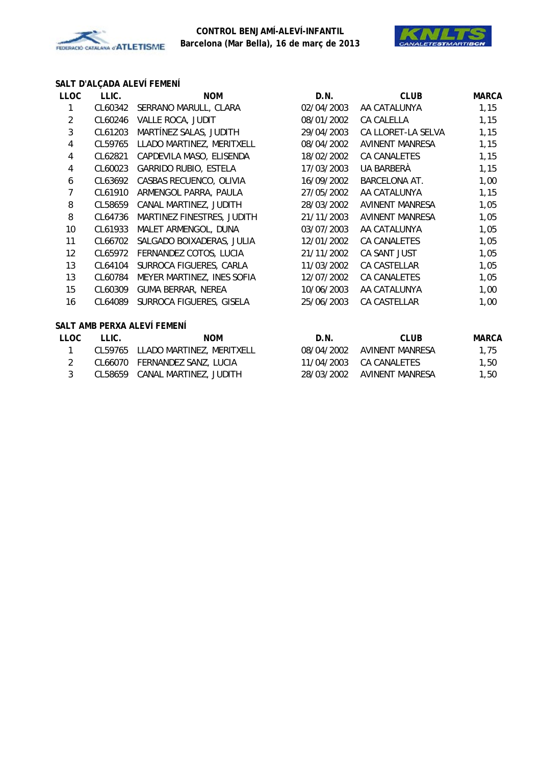**CONTROL BENJAMÍ-ALEVÍ-INFANTIL**
**Barcelona (Mar Bella), 16 de març de 2013**

### SALT D'ALÇADA ALEVÍ FEMENÍ

| LLOC | LLIC. | NOM | D.N. | CLUB | MARCA |
|---|---|---|---|---|---|
| 1 | CL60342 | SERRANO MARULL, CLARA | 02/04/2003 | AA CATALUNYA | 1,15 |
| 2 | CL60246 | VALLE ROCA, JUDIT | 08/01/2002 | CA CALELLA | 1,15 |
| 3 | CL61203 | MARTÍNEZ SALAS, JUDITH | 29/04/2003 | CA LLORET-LA SELVA | 1,15 |
| 4 | CL59765 | LLADO MARTINEZ, MERITXELL | 08/04/2002 | AVINENT MANRESA | 1,15 |
| 4 | CL62821 | CAPDEVILA MASO, ELISENDA | 18/02/2002 | CA CANALETES | 1,15 |
| 4 | CL60023 | GARRIDO RUBIO, ESTELA | 17/03/2003 | UA BARBERÀ | 1,15 |
| 6 | CL63692 | CASBAS RECUENCO, OLIVIA | 16/09/2002 | BARCELONA AT. | 1,00 |
| 7 | CL61910 | ARMENGOL PARRA, PAULA | 27/05/2002 | AA CATALUNYA | 1,15 |
| 8 | CL58659 | CANAL MARTINEZ, JUDITH | 28/03/2002 | AVINENT MANRESA | 1,05 |
| 8 | CL64736 | MARTINEZ FINESTRES, JUDITH | 21/11/2003 | AVINENT MANRESA | 1,05 |
| 10 | CL61933 | MALET ARMENGOL, DUNA | 03/07/2003 | AA CATALUNYA | 1,05 |
| 11 | CL66702 | SALGADO BOIXADERAS, JULIA | 12/01/2002 | CA CANALETES | 1,05 |
| 12 | CL65972 | FERNANDEZ COTOS, LUCIA | 21/11/2002 | CA SANT JUST | 1,05 |
| 13 | CL64104 | SURROCA FIGUERES, CARLA | 11/03/2002 | CA CASTELLAR | 1,05 |
| 13 | CL60784 | MEYER MARTINEZ, INES SOFIA | 12/07/2002 | CA CANALETES | 1,05 |
| 15 | CL60309 | GUMA BERRAR, NEREA | 10/06/2003 | AA CATALUNYA | 1,00 |
| 16 | CL64089 | SURROCA FIGUERES, GISELA | 25/06/2003 | CA CASTELLAR | 1,00 |

### SALT AMB PERXA ALEVÍ FEMENÍ

| LLOC | LLIC. | NOM | D.N. | CLUB | MARCA |
|---|---|---|---|---|---|
| 1 | CL59765 | LLADO MARTINEZ, MERITXELL | 08/04/2002 | AVINENT MANRESA | 1,75 |
| 2 | CL66070 | FERNANDEZ SANZ, LUCIA | 11/04/2003 | CA CANALETES | 1,50 |
| 3 | CL58659 | CANAL MARTINEZ, JUDITH | 28/03/2002 | AVINENT MANRESA | 1,50 |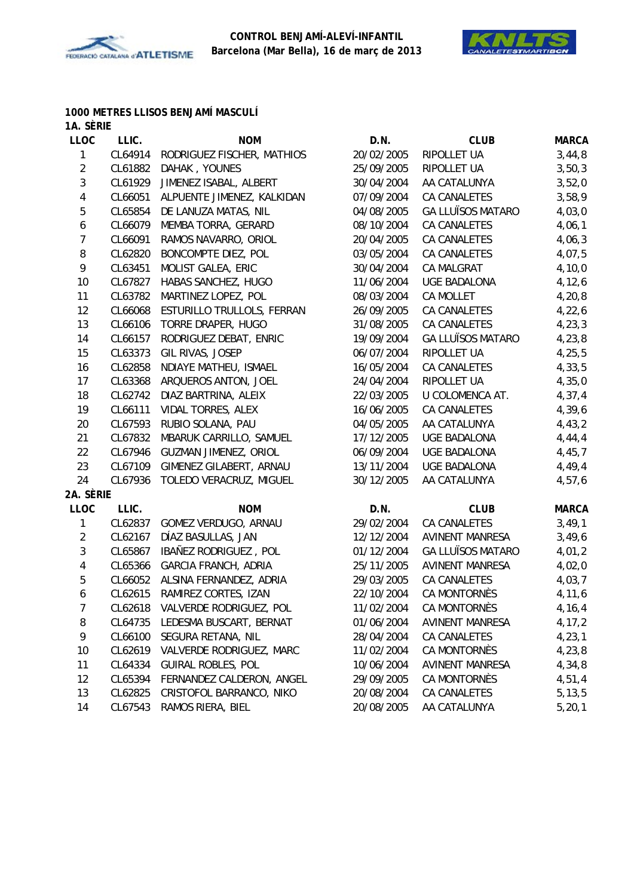**CONTROL BENJAMÍ-ALEVÍ-INFANTIL**
**Barcelona (Mar Bella), 16 de març de 2013**

## 1000 METRES LLISOS BENJAMÍ MASCULÍ

### 1A. SÈRIE

| LLOC | LLIC. | NOM | D.N. | CLUB | MARCA |
|---|---|---|---|---|---|
| 1 | CL64914 | RODRIGUEZ FISCHER, MATHIOS | 20/02/2005 | RIPOLLET UA | 3,44,8 |
| 2 | CL61882 | DAHAK , YOUNES | 25/09/2005 | RIPOLLET UA | 3,50,3 |
| 3 | CL61929 | JIMENEZ ISABAL, ALBERT | 30/04/2004 | AA CATALUNYA | 3,52,0 |
| 4 | CL66051 | ALPUENTE JIMENEZ, KALKIDAN | 07/09/2004 | CA CANALETES | 3,58,9 |
| 5 | CL65854 | DE LANUZA MATAS, NIL | 04/08/2005 | GA LLUÏSOS MATARO | 4,03,0 |
| 6 | CL66079 | MEMBA TORRA, GERARD | 08/10/2004 | CA CANALETES | 4,06,1 |
| 7 | CL66091 | RAMOS NAVARRO, ORIOL | 20/04/2005 | CA CANALETES | 4,06,3 |
| 8 | CL62820 | BONCOMPTE DIEZ, POL | 03/05/2004 | CA CANALETES | 4,07,5 |
| 9 | CL63451 | MOLIST GALEA, ERIC | 30/04/2004 | CA MALGRAT | 4,10,0 |
| 10 | CL67827 | HABAS SANCHEZ, HUGO | 11/06/2004 | UGE BADALONA | 4,12,6 |
| 11 | CL63782 | MARTINEZ LOPEZ, POL | 08/03/2004 | CA MOLLET | 4,20,8 |
| 12 | CL66068 | ESTURILLO TRULLOLS, FERRAN | 26/09/2005 | CA CANALETES | 4,22,6 |
| 13 | CL66106 | TORRE DRAPER, HUGO | 31/08/2005 | CA CANALETES | 4,23,3 |
| 14 | CL66157 | RODRIGUEZ DEBAT, ENRIC | 19/09/2004 | GA LLUÏSOS MATARO | 4,23,8 |
| 15 | CL63373 | GIL RIVAS, JOSEP | 06/07/2004 | RIPOLLET UA | 4,25,5 |
| 16 | CL62858 | NDIAYE MATHEU, ISMAEL | 16/05/2004 | CA CANALETES | 4,33,5 |
| 17 | CL63368 | ARQUEROS ANTON, JOEL | 24/04/2004 | RIPOLLET UA | 4,35,0 |
| 18 | CL62742 | DIAZ BARTRINA, ALEIX | 22/03/2005 | U COLOMENCA AT. | 4,37,4 |
| 19 | CL66111 | VIDAL TORRES, ALEX | 16/06/2005 | CA CANALETES | 4,39,6 |
| 20 | CL67593 | RUBIO SOLANA, PAU | 04/05/2005 | AA CATALUNYA | 4,43,2 |
| 21 | CL67832 | MBARUK CARRILLO, SAMUEL | 17/12/2005 | UGE BADALONA | 4,44,4 |
| 22 | CL67946 | GUZMAN JIMENEZ, ORIOL | 06/09/2004 | UGE BADALONA | 4,45,7 |
| 23 | CL67109 | GIMENEZ GILABERT, ARNAU | 13/11/2004 | UGE BADALONA | 4,49,4 |
| 24 | CL67936 | TOLEDO VERACRUZ, MIGUEL | 30/12/2005 | AA CATALUNYA | 4,57,6 |

### 2A. SÈRIE

| LLOC | LLIC. | NOM | D.N. | CLUB | MARCA |
|---|---|---|---|---|---|
| 1 | CL62837 | GOMEZ VERDUGO, ARNAU | 29/02/2004 | CA CANALETES | 3,49,1 |
| 2 | CL62167 | DÍAZ BASULLAS, JAN | 12/12/2004 | AVINENT MANRESA | 3,49,6 |
| 3 | CL65867 | IBAÑEZ RODRIGUEZ , POL | 01/12/2004 | GA LLUÏSOS MATARO | 4,01,2 |
| 4 | CL65366 | GARCIA FRANCH, ADRIA | 25/11/2005 | AVINENT MANRESA | 4,02,0 |
| 5 | CL66052 | ALSINA FERNANDEZ, ADRIA | 29/03/2005 | CA CANALETES | 4,03,7 |
| 6 | CL62615 | RAMIREZ CORTES, IZAN | 22/10/2004 | CA MONTORNÈS | 4,11,6 |
| 7 | CL62618 | VALVERDE RODRIGUEZ, POL | 11/02/2004 | CA MONTORNÈS | 4,16,4 |
| 8 | CL64735 | LEDESMA BUSCART, BERNAT | 01/06/2004 | AVINENT MANRESA | 4,17,2 |
| 9 | CL66100 | SEGURA RETANA, NIL | 28/04/2004 | CA CANALETES | 4,23,1 |
| 10 | CL62619 | VALVERDE RODRIGUEZ, MARC | 11/02/2004 | CA MONTORNÈS | 4,23,8 |
| 11 | CL64334 | GUIRAL ROBLES, POL | 10/06/2004 | AVINENT MANRESA | 4,34,8 |
| 12 | CL65394 | FERNANDEZ CALDERON, ANGEL | 29/09/2005 | CA MONTORNÈS | 4,51,4 |
| 13 | CL62825 | CRISTOFOL BARRANCO, NIKO | 20/08/2004 | CA CANALETES | 5,13,5 |
| 14 | CL67543 | RAMOS RIERA, BIEL | 20/08/2005 | AA CATALUNYA | 5,20,1 |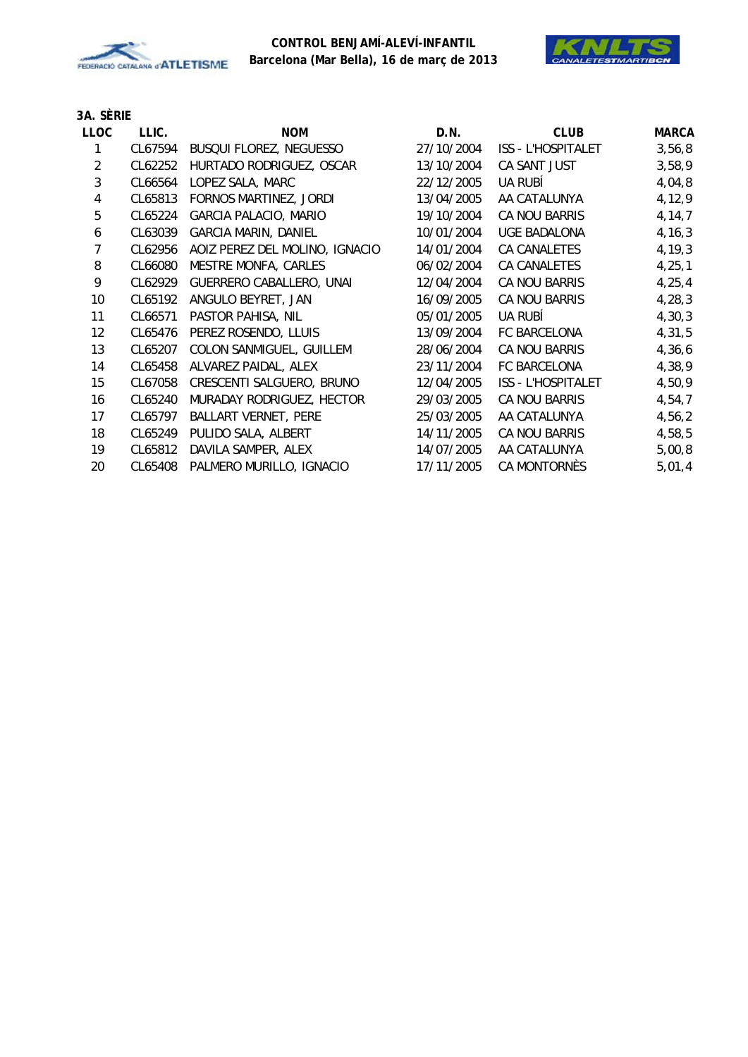**CONTROL BENJAMÍ-ALEVÍ-INFANTIL**
**Barcelona (Mar Bella), 16 de març de 2013**

### 3A. SÈRIE

| LLOC | LLIC. | NOM | D.N. | CLUB | MARCA |
|---|---|---|---|---|---|
| 1 | CL67594 | BUSQUI FLOREZ, NEGUESSO | 27/10/2004 | ISS - L'HOSPITALET | 3,56,8 |
| 2 | CL62252 | HURTADO RODRIGUEZ, OSCAR | 13/10/2004 | CA SANT JUST | 3,58,9 |
| 3 | CL66564 | LOPEZ SALA, MARC | 22/12/2005 | UA RUBÍ | 4,04,8 |
| 4 | CL65813 | FORNOS MARTINEZ, JORDI | 13/04/2005 | AA CATALUNYA | 4,12,9 |
| 5 | CL65224 | GARCIA PALACIO, MARIO | 19/10/2004 | CA NOU BARRIS | 4,14,7 |
| 6 | CL63039 | GARCIA MARIN, DANIEL | 10/01/2004 | UGE BADALONA | 4,16,3 |
| 7 | CL62956 | AOIZ PEREZ DEL MOLINO, IGNACIO | 14/01/2004 | CA CANALETES | 4,19,3 |
| 8 | CL66080 | MESTRE MONFA, CARLES | 06/02/2004 | CA CANALETES | 4,25,1 |
| 9 | CL62929 | GUERRERO CABALLERO, UNAI | 12/04/2004 | CA NOU BARRIS | 4,25,4 |
| 10 | CL65192 | ANGULO BEYRET, JAN | 16/09/2005 | CA NOU BARRIS | 4,28,3 |
| 11 | CL66571 | PASTOR PAHISA, NIL | 05/01/2005 | UA RUBÍ | 4,30,3 |
| 12 | CL65476 | PEREZ ROSENDO, LLUIS | 13/09/2004 | FC BARCELONA | 4,31,5 |
| 13 | CL65207 | COLON SANMIGUEL, GUILLEM | 28/06/2004 | CA NOU BARRIS | 4,36,6 |
| 14 | CL65458 | ALVAREZ PAIDAL, ALEX | 23/11/2004 | FC BARCELONA | 4,38,9 |
| 15 | CL67058 | CRESCENTI SALGUERO, BRUNO | 12/04/2005 | ISS - L'HOSPITALET | 4,50,9 |
| 16 | CL65240 | MURADAY RODRIGUEZ, HECTOR | 29/03/2005 | CA NOU BARRIS | 4,54,7 |
| 17 | CL65797 | BALLART VERNET, PERE | 25/03/2005 | AA CATALUNYA | 4,56,2 |
| 18 | CL65249 | PULIDO SALA, ALBERT | 14/11/2005 | CA NOU BARRIS | 4,58,5 |
| 19 | CL65812 | DAVILA SAMPER, ALEX | 14/07/2005 | AA CATALUNYA | 5,00,8 |
| 20 | CL65408 | PALMERO MURILLO, IGNACIO | 17/11/2005 | CA MONTORNÈS | 5,01,4 |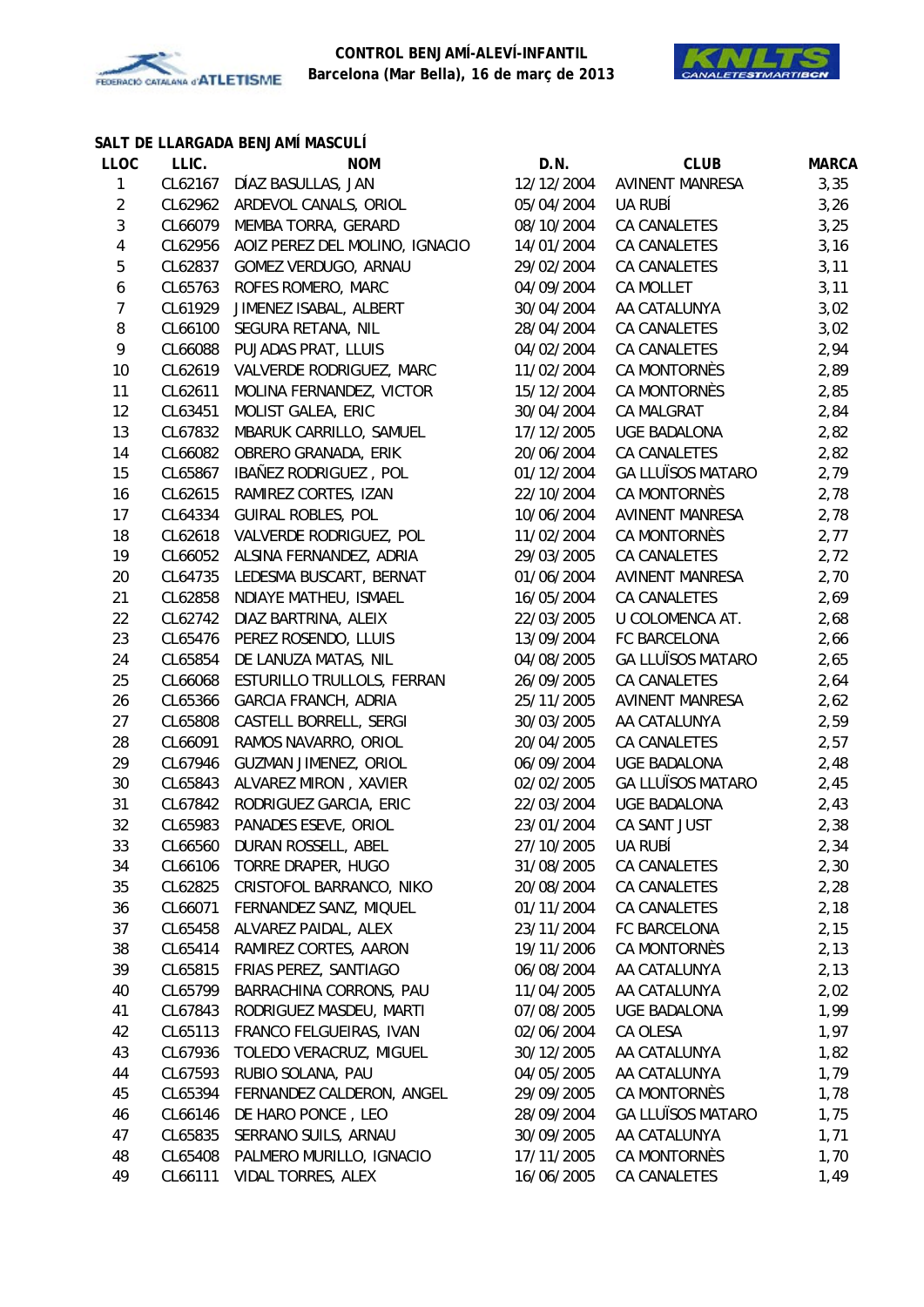**CONTROL BENJAMÍ-ALEVÍ-INFANTIL**
**Barcelona (Mar Bella), 16 de març de 2013**

### SALT DE LLARGADA BENJAMÍ MASCULÍ

| LLOC | LLIC. | NOM | D.N. | CLUB | MARCA |
|---|---|---|---|---|---|
| 1 | CL62167 | DÍAZ BASULLAS, JAN | 12/12/2004 | AVINENT MANRESA | 3,35 |
| 2 | CL62962 | ARDEVOL CANALS, ORIOL | 05/04/2004 | UA RUBÍ | 3,26 |
| 3 | CL66079 | MEMBA TORRA, GERARD | 08/10/2004 | CA CANALETES | 3,25 |
| 4 | CL62956 | AOIZ PEREZ DEL MOLINO, IGNACIO | 14/01/2004 | CA CANALETES | 3,16 |
| 5 | CL62837 | GOMEZ VERDUGO, ARNAU | 29/02/2004 | CA CANALETES | 3,11 |
| 6 | CL65763 | ROFES ROMERO, MARC | 04/09/2004 | CA MOLLET | 3,11 |
| 7 | CL61929 | JIMENEZ ISABAL, ALBERT | 30/04/2004 | AA CATALUNYA | 3,02 |
| 8 | CL66100 | SEGURA RETANA, NIL | 28/04/2004 | CA CANALETES | 3,02 |
| 9 | CL66088 | PUJADAS PRAT, LLUIS | 04/02/2004 | CA CANALETES | 2,94 |
| 10 | CL62619 | VALVERDE RODRIGUEZ, MARC | 11/02/2004 | CA MONTORNÈS | 2,89 |
| 11 | CL62611 | MOLINA FERNANDEZ, VICTOR | 15/12/2004 | CA MONTORNÈS | 2,85 |
| 12 | CL63451 | MOLIST GALEA, ERIC | 30/04/2004 | CA MALGRAT | 2,84 |
| 13 | CL67832 | MBARUK CARRILLO, SAMUEL | 17/12/2005 | UGE BADALONA | 2,82 |
| 14 | CL66082 | OBRERO GRANADA, ERIK | 20/06/2004 | CA CANALETES | 2,82 |
| 15 | CL65867 | IBAÑEZ RODRIGUEZ , POL | 01/12/2004 | GA LLUÏSOS MATARO | 2,79 |
| 16 | CL62615 | RAMIREZ CORTES, IZAN | 22/10/2004 | CA MONTORNÈS | 2,78 |
| 17 | CL64334 | GUIRAL ROBLES, POL | 10/06/2004 | AVINENT MANRESA | 2,78 |
| 18 | CL62618 | VALVERDE RODRIGUEZ, POL | 11/02/2004 | CA MONTORNÈS | 2,77 |
| 19 | CL66052 | ALSINA FERNANDEZ, ADRIA | 29/03/2005 | CA CANALETES | 2,72 |
| 20 | CL64735 | LEDESMA BUSCART, BERNAT | 01/06/2004 | AVINENT MANRESA | 2,70 |
| 21 | CL62858 | NDIAYE MATHEU, ISMAEL | 16/05/2004 | CA CANALETES | 2,69 |
| 22 | CL62742 | DIAZ BARTRINA, ALEIX | 22/03/2005 | U COLOMENCA AT. | 2,68 |
| 23 | CL65476 | PEREZ ROSENDO, LLUIS | 13/09/2004 | FC BARCELONA | 2,66 |
| 24 | CL65854 | DE LANUZA MATAS, NIL | 04/08/2005 | GA LLUÏSOS MATARO | 2,65 |
| 25 | CL66068 | ESTURILLO TRULLOLS, FERRAN | 26/09/2005 | CA CANALETES | 2,64 |
| 26 | CL65366 | GARCIA FRANCH, ADRIA | 25/11/2005 | AVINENT MANRESA | 2,62 |
| 27 | CL65808 | CASTELL BORRELL, SERGI | 30/03/2005 | AA CATALUNYA | 2,59 |
| 28 | CL66091 | RAMOS NAVARRO, ORIOL | 20/04/2005 | CA CANALETES | 2,57 |
| 29 | CL67946 | GUZMAN JIMENEZ, ORIOL | 06/09/2004 | UGE BADALONA | 2,48 |
| 30 | CL65843 | ALVAREZ MIRON , XAVIER | 02/02/2005 | GA LLUÏSOS MATARO | 2,45 |
| 31 | CL67842 | RODRIGUEZ GARCIA, ERIC | 22/03/2004 | UGE BADALONA | 2,43 |
| 32 | CL65983 | PANADES ESEVE, ORIOL | 23/01/2004 | CA SANT JUST | 2,38 |
| 33 | CL66560 | DURAN ROSSELL, ABEL | 27/10/2005 | UA RUBÍ | 2,34 |
| 34 | CL66106 | TORRE DRAPER, HUGO | 31/08/2005 | CA CANALETES | 2,30 |
| 35 | CL62825 | CRISTOFOL BARRANCO, NIKO | 20/08/2004 | CA CANALETES | 2,28 |
| 36 | CL66071 | FERNANDEZ SANZ, MIQUEL | 01/11/2004 | CA CANALETES | 2,18 |
| 37 | CL65458 | ALVAREZ PAIDAL, ALEX | 23/11/2004 | FC BARCELONA | 2,15 |
| 38 | CL65414 | RAMIREZ CORTES, AARON | 19/11/2006 | CA MONTORNÈS | 2,13 |
| 39 | CL65815 | FRIAS PEREZ, SANTIAGO | 06/08/2004 | AA CATALUNYA | 2,13 |
| 40 | CL65799 | BARRACHINA CORRONS, PAU | 11/04/2005 | AA CATALUNYA | 2,02 |
| 41 | CL67843 | RODRIGUEZ MASDEU, MARTI | 07/08/2005 | UGE BADALONA | 1,99 |
| 42 | CL65113 | FRANCO FELGUEIRAS, IVAN | 02/06/2004 | CA OLESA | 1,97 |
| 43 | CL67936 | TOLEDO VERACRUZ, MIGUEL | 30/12/2005 | AA CATALUNYA | 1,82 |
| 44 | CL67593 | RUBIO SOLANA, PAU | 04/05/2005 | AA CATALUNYA | 1,79 |
| 45 | CL65394 | FERNANDEZ CALDERON, ANGEL | 29/09/2005 | CA MONTORNÈS | 1,78 |
| 46 | CL66146 | DE HARO PONCE , LEO | 28/09/2004 | GA LLUÏSOS MATARO | 1,75 |
| 47 | CL65835 | SERRANO SUILS, ARNAU | 30/09/2005 | AA CATALUNYA | 1,71 |
| 48 | CL65408 | PALMERO MURILLO, IGNACIO | 17/11/2005 | CA MONTORNÈS | 1,70 |
| 49 | CL66111 | VIDAL TORRES, ALEX | 16/06/2005 | CA CANALETES | 1,49 |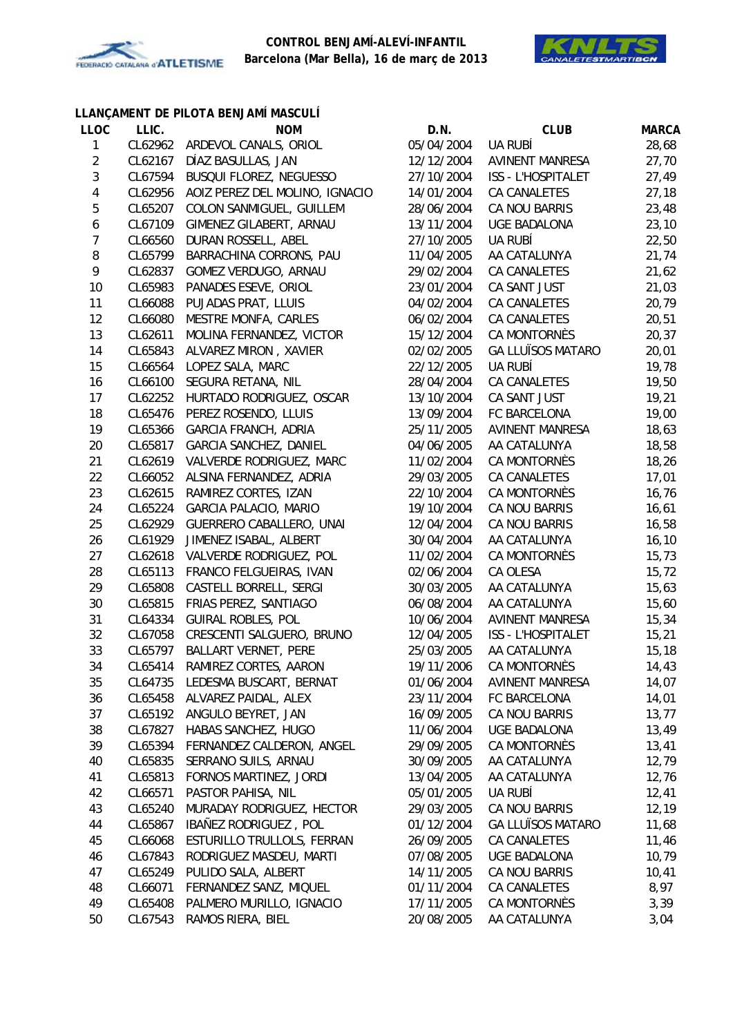**CONTROL BENJAMÍ-ALEVÍ-INFANTIL**
**Barcelona (Mar Bella), 16 de març de 2013**

### LLANÇAMENT DE PILOTA BENJAMÍ MASCULÍ

| LLOC | LLIC. | NOM | D.N. | CLUB | MARCA |
|---|---|---|---|---|---|
| 1 | CL62962 | ARDEVOL CANALS, ORIOL | 05/04/2004 | UA RUBÍ | 28,68 |
| 2 | CL62167 | DÍAZ BASULLAS, JAN | 12/12/2004 | AVINENT MANRESA | 27,70 |
| 3 | CL67594 | BUSQUI FLOREZ, NEGUESSO | 27/10/2004 | ISS - L'HOSPITALET | 27,49 |
| 4 | CL62956 | AOIZ PEREZ DEL MOLINO, IGNACIO | 14/01/2004 | CA CANALETES | 27,18 |
| 5 | CL65207 | COLON SANMIGUEL, GUILLEM | 28/06/2004 | CA NOU BARRIS | 23,48 |
| 6 | CL67109 | GIMENEZ GILABERT, ARNAU | 13/11/2004 | UGE BADALONA | 23,10 |
| 7 | CL66560 | DURAN ROSSELL, ABEL | 27/10/2005 | UA RUBÍ | 22,50 |
| 8 | CL65799 | BARRACHINA CORRONS, PAU | 11/04/2005 | AA CATALUNYA | 21,74 |
| 9 | CL62837 | GOMEZ VERDUGO, ARNAU | 29/02/2004 | CA CANALETES | 21,62 |
| 10 | CL65983 | PANADES ESEVE, ORIOL | 23/01/2004 | CA SANT JUST | 21,03 |
| 11 | CL66088 | PUJADAS PRAT, LLUIS | 04/02/2004 | CA CANALETES | 20,79 |
| 12 | CL66080 | MESTRE MONFA, CARLES | 06/02/2004 | CA CANALETES | 20,51 |
| 13 | CL62611 | MOLINA FERNANDEZ, VICTOR | 15/12/2004 | CA MONTORNÈS | 20,37 |
| 14 | CL65843 | ALVAREZ MIRON , XAVIER | 02/02/2005 | GA LLUÏSOS MATARO | 20,01 |
| 15 | CL66564 | LOPEZ SALA, MARC | 22/12/2005 | UA RUBÍ | 19,78 |
| 16 | CL66100 | SEGURA RETANA, NIL | 28/04/2004 | CA CANALETES | 19,50 |
| 17 | CL62252 | HURTADO RODRIGUEZ, OSCAR | 13/10/2004 | CA SANT JUST | 19,21 |
| 18 | CL65476 | PEREZ ROSENDO, LLUIS | 13/09/2004 | FC BARCELONA | 19,00 |
| 19 | CL65366 | GARCIA FRANCH, ADRIA | 25/11/2005 | AVINENT MANRESA | 18,63 |
| 20 | CL65817 | GARCIA SANCHEZ, DANIEL | 04/06/2005 | AA CATALUNYA | 18,58 |
| 21 | CL62619 | VALVERDE RODRIGUEZ, MARC | 11/02/2004 | CA MONTORNÈS | 18,26 |
| 22 | CL66052 | ALSINA FERNANDEZ, ADRIA | 29/03/2005 | CA CANALETES | 17,01 |
| 23 | CL62615 | RAMIREZ CORTES, IZAN | 22/10/2004 | CA MONTORNÈS | 16,76 |
| 24 | CL65224 | GARCIA PALACIO, MARIO | 19/10/2004 | CA NOU BARRIS | 16,61 |
| 25 | CL62929 | GUERRERO CABALLERO, UNAI | 12/04/2004 | CA NOU BARRIS | 16,58 |
| 26 | CL61929 | JIMENEZ ISABAL, ALBERT | 30/04/2004 | AA CATALUNYA | 16,10 |
| 27 | CL62618 | VALVERDE RODRIGUEZ, POL | 11/02/2004 | CA MONTORNÈS | 15,73 |
| 28 | CL65113 | FRANCO FELGUEIRAS, IVAN | 02/06/2004 | CA OLESA | 15,72 |
| 29 | CL65808 | CASTELL BORRELL, SERGI | 30/03/2005 | AA CATALUNYA | 15,63 |
| 30 | CL65815 | FRIAS PEREZ, SANTIAGO | 06/08/2004 | AA CATALUNYA | 15,60 |
| 31 | CL64334 | GUIRAL ROBLES, POL | 10/06/2004 | AVINENT MANRESA | 15,34 |
| 32 | CL67058 | CRESCENTI SALGUERO, BRUNO | 12/04/2005 | ISS - L'HOSPITALET | 15,21 |
| 33 | CL65797 | BALLART VERNET, PERE | 25/03/2005 | AA CATALUNYA | 15,18 |
| 34 | CL65414 | RAMIREZ CORTES, AARON | 19/11/2006 | CA MONTORNÈS | 14,43 |
| 35 | CL64735 | LEDESMA BUSCART, BERNAT | 01/06/2004 | AVINENT MANRESA | 14,07 |
| 36 | CL65458 | ALVAREZ PAIDAL, ALEX | 23/11/2004 | FC BARCELONA | 14,01 |
| 37 | CL65192 | ANGULO BEYRET, JAN | 16/09/2005 | CA NOU BARRIS | 13,77 |
| 38 | CL67827 | HABAS SANCHEZ, HUGO | 11/06/2004 | UGE BADALONA | 13,49 |
| 39 | CL65394 | FERNANDEZ CALDERON, ANGEL | 29/09/2005 | CA MONTORNÈS | 13,41 |
| 40 | CL65835 | SERRANO SUILS, ARNAU | 30/09/2005 | AA CATALUNYA | 12,79 |
| 41 | CL65813 | FORNOS MARTINEZ, JORDI | 13/04/2005 | AA CATALUNYA | 12,76 |
| 42 | CL66571 | PASTOR PAHISA, NIL | 05/01/2005 | UA RUBÍ | 12,41 |
| 43 | CL65240 | MURADAY RODRIGUEZ, HECTOR | 29/03/2005 | CA NOU BARRIS | 12,19 |
| 44 | CL65867 | IBAÑEZ RODRIGUEZ , POL | 01/12/2004 | GA LLUÏSOS MATARO | 11,68 |
| 45 | CL66068 | ESTURILLO TRULLOLS, FERRAN | 26/09/2005 | CA CANALETES | 11,46 |
| 46 | CL67843 | RODRIGUEZ MASDEU, MARTI | 07/08/2005 | UGE BADALONA | 10,79 |
| 47 | CL65249 | PULIDO SALA, ALBERT | 14/11/2005 | CA NOU BARRIS | 10,41 |
| 48 | CL66071 | FERNANDEZ SANZ, MIQUEL | 01/11/2004 | CA CANALETES | 8,97 |
| 49 | CL65408 | PALMERO MURILLO, IGNACIO | 17/11/2005 | CA MONTORNÈS | 3,39 |
| 50 | CL67543 | RAMOS RIERA, BIEL | 20/08/2005 | AA CATALUNYA | 3,04 |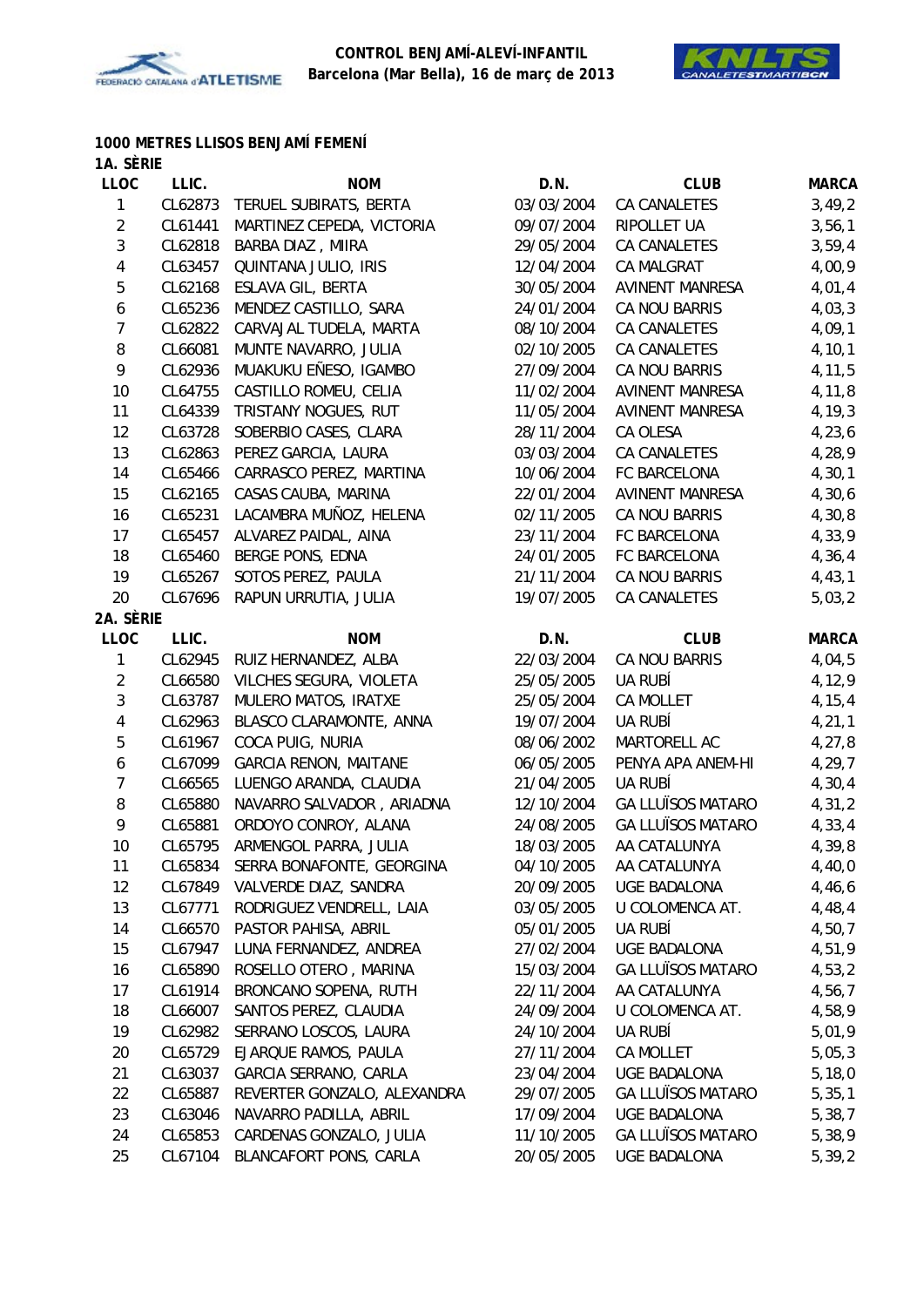**CONTROL BENJAMÍ-ALEVÍ-INFANTIL**
**Barcelona (Mar Bella), 16 de març de 2013**

### 1000 METRES LLISOS BENJAMÍ FEMENÍ

#### 1A. SÈRIE

| LLOC | LLIC. | NOM | D.N. | CLUB | MARCA |
|---|---|---|---|---|---|
| 1 | CL62873 | TERUEL SUBIRATS, BERTA | 03/03/2004 | CA CANALETES | 3,49,2 |
| 2 | CL61441 | MARTINEZ CEPEDA, VICTORIA | 09/07/2004 | RIPOLLET UA | 3,56,1 |
| 3 | CL62818 | BARBA DIAZ , MIIRA | 29/05/2004 | CA CANALETES | 3,59,4 |
| 4 | CL63457 | QUINTANA JULIO, IRIS | 12/04/2004 | CA MALGRAT | 4,00,9 |
| 5 | CL62168 | ESLAVA GIL, BERTA | 30/05/2004 | AVINENT MANRESA | 4,01,4 |
| 6 | CL65236 | MENDEZ CASTILLO, SARA | 24/01/2004 | CA NOU BARRIS | 4,03,3 |
| 7 | CL62822 | CARVAJAL TUDELA, MARTA | 08/10/2004 | CA CANALETES | 4,09,1 |
| 8 | CL66081 | MUNTE NAVARRO, JULIA | 02/10/2005 | CA CANALETES | 4,10,1 |
| 9 | CL62936 | MUAKUKU EÑESO, IGAMBO | 27/09/2004 | CA NOU BARRIS | 4,11,5 |
| 10 | CL64755 | CASTILLO ROMEU, CELIA | 11/02/2004 | AVINENT MANRESA | 4,11,8 |
| 11 | CL64339 | TRISTANY NOGUES, RUT | 11/05/2004 | AVINENT MANRESA | 4,19,3 |
| 12 | CL63728 | SOBERBIO CASES, CLARA | 28/11/2004 | CA OLESA | 4,23,6 |
| 13 | CL62863 | PEREZ GARCIA, LAURA | 03/03/2004 | CA CANALETES | 4,28,9 |
| 14 | CL65466 | CARRASCO PEREZ, MARTINA | 10/06/2004 | FC BARCELONA | 4,30,1 |
| 15 | CL62165 | CASAS CAUBA, MARINA | 22/01/2004 | AVINENT MANRESA | 4,30,6 |
| 16 | CL65231 | LACAMBRA MUÑOZ, HELENA | 02/11/2005 | CA NOU BARRIS | 4,30,8 |
| 17 | CL65457 | ALVAREZ PAIDAL, AINA | 23/11/2004 | FC BARCELONA | 4,33,9 |
| 18 | CL65460 | BERGE PONS, EDNA | 24/01/2005 | FC BARCELONA | 4,36,4 |
| 19 | CL65267 | SOTOS PEREZ, PAULA | 21/11/2004 | CA NOU BARRIS | 4,43,1 |
| 20 | CL67696 | RAPUN URRUTIA, JULIA | 19/07/2005 | CA CANALETES | 5,03,2 |

#### 2A. SÈRIE

| LLOC | LLIC. | NOM | D.N. | CLUB | MARCA |
|---|---|---|---|---|---|
| 1 | CL62945 | RUIZ HERNANDEZ, ALBA | 22/03/2004 | CA NOU BARRIS | 4,04,5 |
| 2 | CL66580 | VILCHES SEGURA, VIOLETA | 25/05/2005 | UA RUBÍ | 4,12,9 |
| 3 | CL63787 | MULERO MATOS, IRATXE | 25/05/2004 | CA MOLLET | 4,15,4 |
| 4 | CL62963 | BLASCO CLARAMONTE, ANNA | 19/07/2004 | UA RUBÍ | 4,21,1 |
| 5 | CL61967 | COCA PUIG, NURIA | 08/06/2002 | MARTORELL AC | 4,27,8 |
| 6 | CL67099 | GARCIA RENON, MAITANE | 06/05/2005 | PENYA APA ANEM-HI | 4,29,7 |
| 7 | CL66565 | LUENGO ARANDA, CLAUDIA | 21/04/2005 | UA RUBÍ | 4,30,4 |
| 8 | CL65880 | NAVARRO SALVADOR , ARIADNA | 12/10/2004 | GA LLUÏSOS MATARO | 4,31,2 |
| 9 | CL65881 | ORDOYO CONROY, ALANA | 24/08/2005 | GA LLUÏSOS MATARO | 4,33,4 |
| 10 | CL65795 | ARMENGOL PARRA, JULIA | 18/03/2005 | AA CATALUNYA | 4,39,8 |
| 11 | CL65834 | SERRA BONAFONTE, GEORGINA | 04/10/2005 | AA CATALUNYA | 4,40,0 |
| 12 | CL67849 | VALVERDE DIAZ, SANDRA | 20/09/2005 | UGE BADALONA | 4,46,6 |
| 13 | CL67771 | RODRIGUEZ VENDRELL, LAIA | 03/05/2005 | U COLOMENCA AT. | 4,48,4 |
| 14 | CL66570 | PASTOR PAHISA, ABRIL | 05/01/2005 | UA RUBÍ | 4,50,7 |
| 15 | CL67947 | LUNA FERNANDEZ, ANDREA | 27/02/2004 | UGE BADALONA | 4,51,9 |
| 16 | CL65890 | ROSELLO OTERO , MARINA | 15/03/2004 | GA LLUÏSOS MATARO | 4,53,2 |
| 17 | CL61914 | BRONCANO SOPENA, RUTH | 22/11/2004 | AA CATALUNYA | 4,56,7 |
| 18 | CL66007 | SANTOS PEREZ, CLAUDIA | 24/09/2004 | U COLOMENCA AT. | 4,58,9 |
| 19 | CL62982 | SERRANO LOSCOS, LAURA | 24/10/2004 | UA RUBÍ | 5,01,9 |
| 20 | CL65729 | EJARQUE RAMOS, PAULA | 27/11/2004 | CA MOLLET | 5,05,3 |
| 21 | CL63037 | GARCIA SERRANO, CARLA | 23/04/2004 | UGE BADALONA | 5,18,0 |
| 22 | CL65887 | REVERTER GONZALO, ALEXANDRA | 29/07/2005 | GA LLUÏSOS MATARO | 5,35,1 |
| 23 | CL63046 | NAVARRO PADILLA, ABRIL | 17/09/2004 | UGE BADALONA | 5,38,7 |
| 24 | CL65853 | CARDENAS GONZALO, JULIA | 11/10/2005 | GA LLUÏSOS MATARO | 5,38,9 |
| 25 | CL67104 | BLANCAFORT PONS, CARLA | 20/05/2005 | UGE BADALONA | 5,39,2 |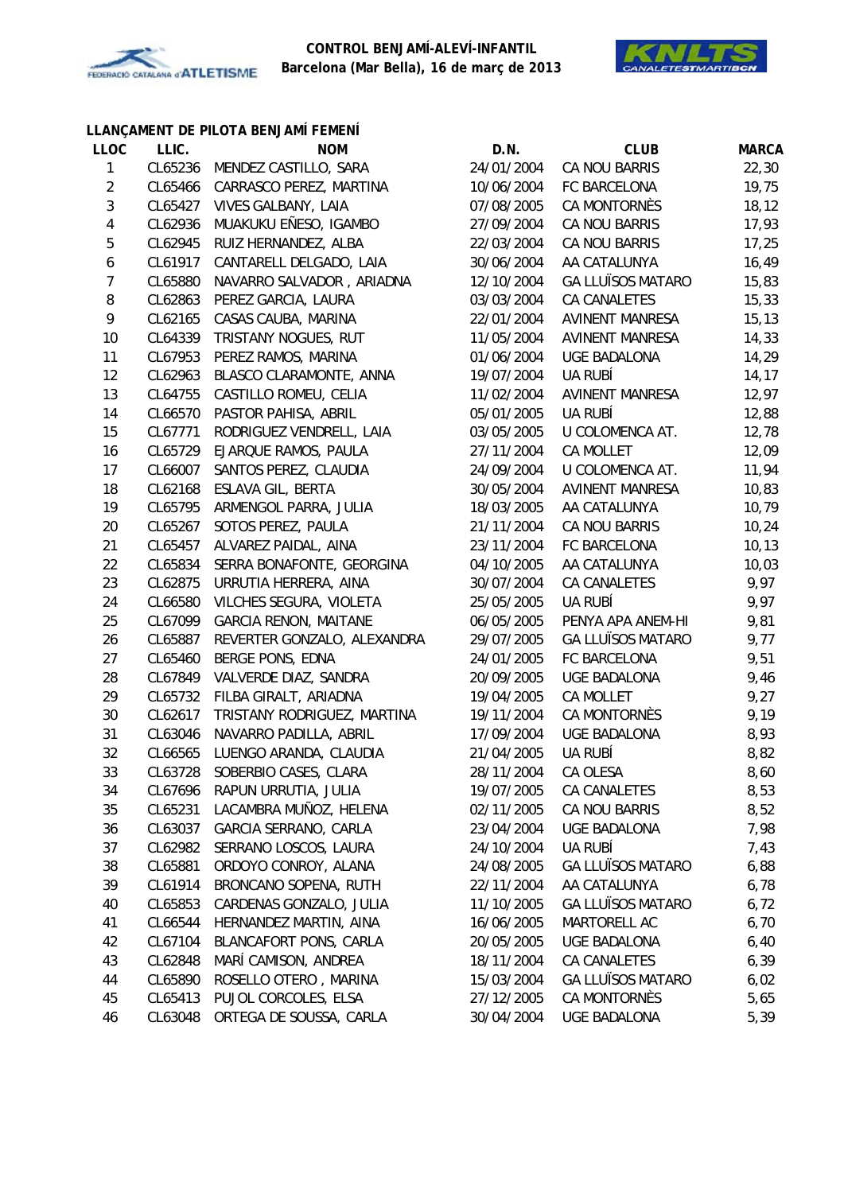**CONTROL BENJAMÍ-ALEVÍ-INFANTIL**
**Barcelona (Mar Bella), 16 de març de 2013**

### LLANÇAMENT DE PILOTA BENJAMÍ FEMENÍ

| LLOC | LLIC. | NOM | D.N. | CLUB | MARCA |
|---|---|---|---|---|---|
| 1 | CL65236 | MENDEZ CASTILLO, SARA | 24/01/2004 | CA NOU BARRIS | 22,30 |
| 2 | CL65466 | CARRASCO PEREZ, MARTINA | 10/06/2004 | FC BARCELONA | 19,75 |
| 3 | CL65427 | VIVES GALBANY, LAIA | 07/08/2005 | CA MONTORNÈS | 18,12 |
| 4 | CL62936 | MUAKUKU EÑESO, IGAMBO | 27/09/2004 | CA NOU BARRIS | 17,93 |
| 5 | CL62945 | RUIZ HERNANDEZ, ALBA | 22/03/2004 | CA NOU BARRIS | 17,25 |
| 6 | CL61917 | CANTARELL DELGADO, LAIA | 30/06/2004 | AA CATALUNYA | 16,49 |
| 7 | CL65880 | NAVARRO SALVADOR , ARIADNA | 12/10/2004 | GA LLUÏSOS MATARO | 15,83 |
| 8 | CL62863 | PEREZ GARCIA, LAURA | 03/03/2004 | CA CANALETES | 15,33 |
| 9 | CL62165 | CASAS CAUBA, MARINA | 22/01/2004 | AVINENT MANRESA | 15,13 |
| 10 | CL64339 | TRISTANY NOGUES, RUT | 11/05/2004 | AVINENT MANRESA | 14,33 |
| 11 | CL67953 | PEREZ RAMOS, MARINA | 01/06/2004 | UGE BADALONA | 14,29 |
| 12 | CL62963 | BLASCO CLARAMONTE, ANNA | 19/07/2004 | UA RUBÍ | 14,17 |
| 13 | CL64755 | CASTILLO ROMEU, CELIA | 11/02/2004 | AVINENT MANRESA | 12,97 |
| 14 | CL66570 | PASTOR PAHISA, ABRIL | 05/01/2005 | UA RUBÍ | 12,88 |
| 15 | CL67771 | RODRIGUEZ VENDRELL, LAIA | 03/05/2005 | U COLOMENCA AT. | 12,78 |
| 16 | CL65729 | EJARQUE RAMOS, PAULA | 27/11/2004 | CA MOLLET | 12,09 |
| 17 | CL66007 | SANTOS PEREZ, CLAUDIA | 24/09/2004 | U COLOMENCA AT. | 11,94 |
| 18 | CL62168 | ESLAVA GIL, BERTA | 30/05/2004 | AVINENT MANRESA | 10,83 |
| 19 | CL65795 | ARMENGOL PARRA, JULIA | 18/03/2005 | AA CATALUNYA | 10,79 |
| 20 | CL65267 | SOTOS PEREZ, PAULA | 21/11/2004 | CA NOU BARRIS | 10,24 |
| 21 | CL65457 | ALVAREZ PAIDAL, AINA | 23/11/2004 | FC BARCELONA | 10,13 |
| 22 | CL65834 | SERRA BONAFONTE, GEORGINA | 04/10/2005 | AA CATALUNYA | 10,03 |
| 23 | CL62875 | URRUTIA HERRERA, AINA | 30/07/2004 | CA CANALETES | 9,97 |
| 24 | CL66580 | VILCHES SEGURA, VIOLETA | 25/05/2005 | UA RUBÍ | 9,97 |
| 25 | CL67099 | GARCIA RENON, MAITANE | 06/05/2005 | PENYA APA ANEM-HI | 9,81 |
| 26 | CL65887 | REVERTER GONZALO, ALEXANDRA | 29/07/2005 | GA LLUÏSOS MATARO | 9,77 |
| 27 | CL65460 | BERGE PONS, EDNA | 24/01/2005 | FC BARCELONA | 9,51 |
| 28 | CL67849 | VALVERDE DIAZ, SANDRA | 20/09/2005 | UGE BADALONA | 9,46 |
| 29 | CL65732 | FILBA GIRALT, ARIADNA | 19/04/2005 | CA MOLLET | 9,27 |
| 30 | CL62617 | TRISTANY RODRIGUEZ, MARTINA | 19/11/2004 | CA MONTORNÈS | 9,19 |
| 31 | CL63046 | NAVARRO PADILLA, ABRIL | 17/09/2004 | UGE BADALONA | 8,93 |
| 32 | CL66565 | LUENGO ARANDA, CLAUDIA | 21/04/2005 | UA RUBÍ | 8,82 |
| 33 | CL63728 | SOBERBIO CASES, CLARA | 28/11/2004 | CA OLESA | 8,60 |
| 34 | CL67696 | RAPUN URRUTIA, JULIA | 19/07/2005 | CA CANALETES | 8,53 |
| 35 | CL65231 | LACAMBRA MUÑOZ, HELENA | 02/11/2005 | CA NOU BARRIS | 8,52 |
| 36 | CL63037 | GARCIA SERRANO, CARLA | 23/04/2004 | UGE BADALONA | 7,98 |
| 37 | CL62982 | SERRANO LOSCOS, LAURA | 24/10/2004 | UA RUBÍ | 7,43 |
| 38 | CL65881 | ORDOYO CONROY, ALANA | 24/08/2005 | GA LLUÏSOS MATARO | 6,88 |
| 39 | CL61914 | BRONCANO SOPENA, RUTH | 22/11/2004 | AA CATALUNYA | 6,78 |
| 40 | CL65853 | CARDENAS GONZALO, JULIA | 11/10/2005 | GA LLUÏSOS MATARO | 6,72 |
| 41 | CL66544 | HERNANDEZ MARTIN, AINA | 16/06/2005 | MARTORELL AC | 6,70 |
| 42 | CL67104 | BLANCAFORT PONS, CARLA | 20/05/2005 | UGE BADALONA | 6,40 |
| 43 | CL62848 | MARÍ CAMISON, ANDREA | 18/11/2004 | CA CANALETES | 6,39 |
| 44 | CL65890 | ROSELLO OTERO , MARINA | 15/03/2004 | GA LLUÏSOS MATARO | 6,02 |
| 45 | CL65413 | PUJOL CORCOLES, ELSA | 27/12/2005 | CA MONTORNÈS | 5,65 |
| 46 | CL63048 | ORTEGA DE SOUSSA, CARLA | 30/04/2004 | UGE BADALONA | 5,39 |